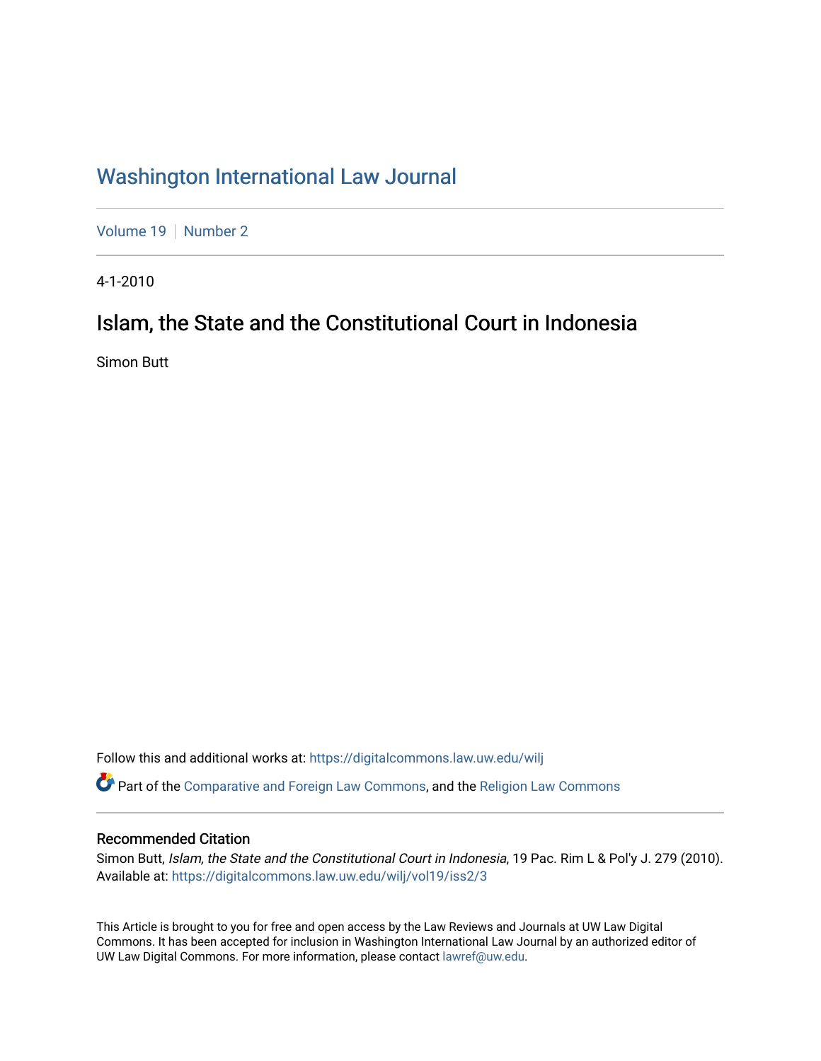# Washington International Law Journal

Volume 19 | Number 2

4-1-2010

## Islam, the State and the Constitutional Court in Indonesia

Simon Butt

Follow this and additional works at: https://digitalcommons.law.uw.edu/wilj

Part of the Comparative and Foreign Law Commons, and the Religion Law Commons

### Recommended Citation

Simon Butt, *Islam, the State and the Constitutional Court in Indonesia*, 19 Pac. Rim L & Pol'y J. 279 (2010).
Available at: https://digitalcommons.law.uw.edu/wilj/vol19/iss2/3

This Article is brought to you for free and open access by the Law Reviews and Journals at UW Law Digital Commons. It has been accepted for inclusion in Washington International Law Journal by an authorized editor of UW Law Digital Commons. For more information, please contact lawref@uw.edu.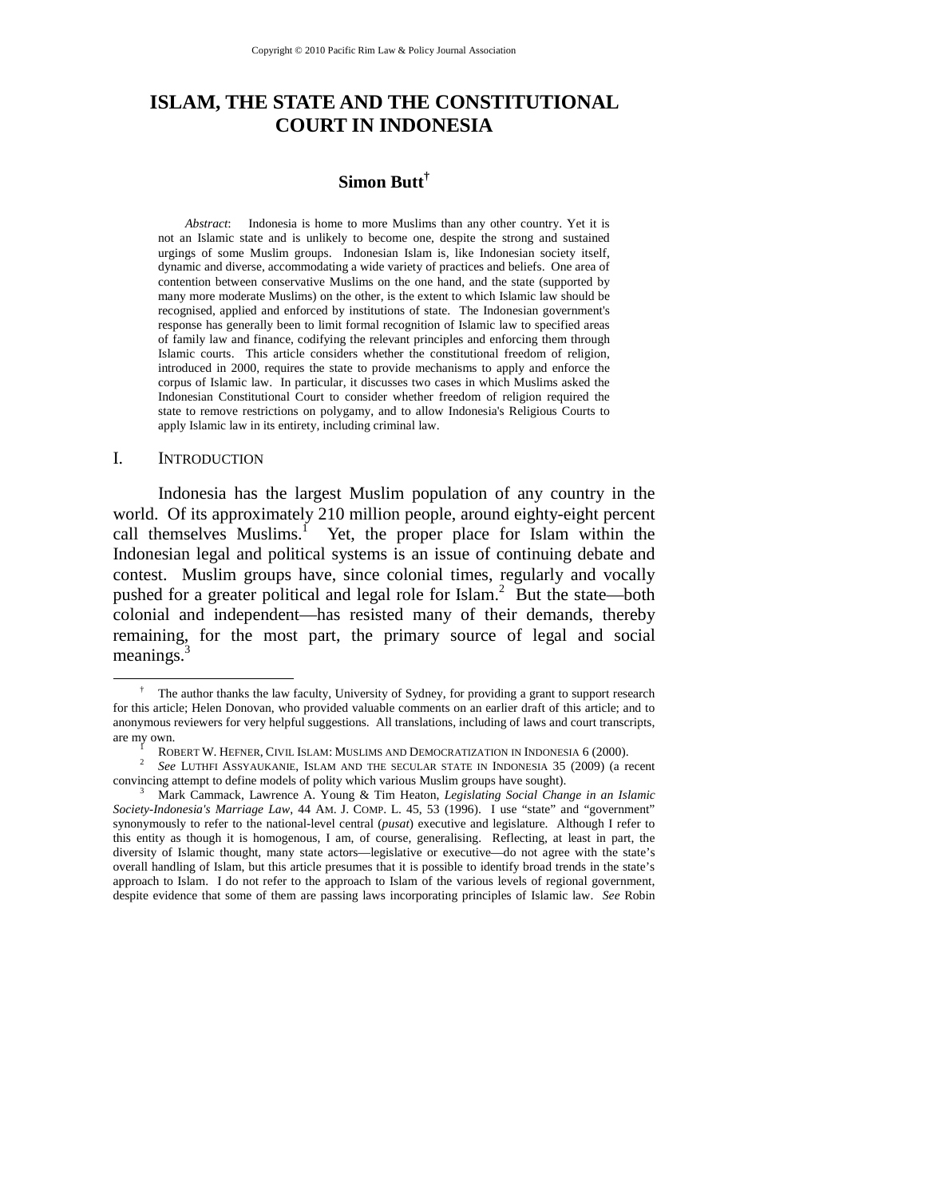# ISLAM, THE STATE AND THE CONSTITUTIONAL COURT IN INDONESIA

**Simon Butt**[†]

*Abstract*: Indonesia is home to more Muslims than any other country. Yet it is not an Islamic state and is unlikely to become one, despite the strong and sustained urgings of some Muslim groups. Indonesian Islam is, like Indonesian society itself, dynamic and diverse, accommodating a wide variety of practices and beliefs. One area of contention between conservative Muslims on the one hand, and the state (supported by many more moderate Muslims) on the other, is the extent to which Islamic law should be recognised, applied and enforced by institutions of state. The Indonesian government's response has generally been to limit formal recognition of Islamic law to specified areas of family law and finance, codifying the relevant principles and enforcing them through Islamic courts. This article considers whether the constitutional freedom of religion, introduced in 2000, requires the state to provide mechanisms to apply and enforce the corpus of Islamic law. In particular, it discusses two cases in which Muslims asked the Indonesian Constitutional Court to consider whether freedom of religion required the state to remove restrictions on polygamy, and to allow Indonesia's Religious Courts to apply Islamic law in its entirety, including criminal law.

## I. INTRODUCTION

Indonesia has the largest Muslim population of any country in the world. Of its approximately 210 million people, around eighty-eight percent call themselves Muslims.[1] Yet, the proper place for Islam within the Indonesian legal and political systems is an issue of continuing debate and contest. Muslim groups have, since colonial times, regularly and vocally pushed for a greater political and legal role for Islam.[2] But the state—both colonial and independent—has resisted many of their demands, thereby remaining, for the most part, the primary source of legal and social meanings.[3]

---

[†] The author thanks the law faculty, University of Sydney, for providing a grant to support research for this article; Helen Donovan, who provided valuable comments on an earlier draft of this article; and to anonymous reviewers for very helpful suggestions. All translations, including of laws and court transcripts, are my own.

[1] ROBERT W. HEFNER, CIVIL ISLAM: MUSLIMS AND DEMOCRATIZATION IN INDONESIA 6 (2000).

[2] *See* LUTHFI ASSYAUKANIE, ISLAM AND THE SECULAR STATE IN INDONESIA 35 (2009) (a recent convincing attempt to define models of polity which various Muslim groups have sought).

[3] Mark Cammack, Lawrence A. Young & Tim Heaton, *Legislating Social Change in an Islamic Society-Indonesia's Marriage Law*, 44 AM. J. COMP. L. 45, 53 (1996). I use "state" and "government" synonymously to refer to the national-level central (*pusat*) executive and legislature. Although I refer to this entity as though it is homogenous, I am, of course, generalising. Reflecting, at least in part, the diversity of Islamic thought, many state actors—legislative or executive—do not agree with the state's overall handling of Islam, but this article presumes that it is possible to identify broad trends in the state's approach to Islam. I do not refer to the approach to Islam of the various levels of regional government, despite evidence that some of them are passing laws incorporating principles of Islamic law. *See* Robin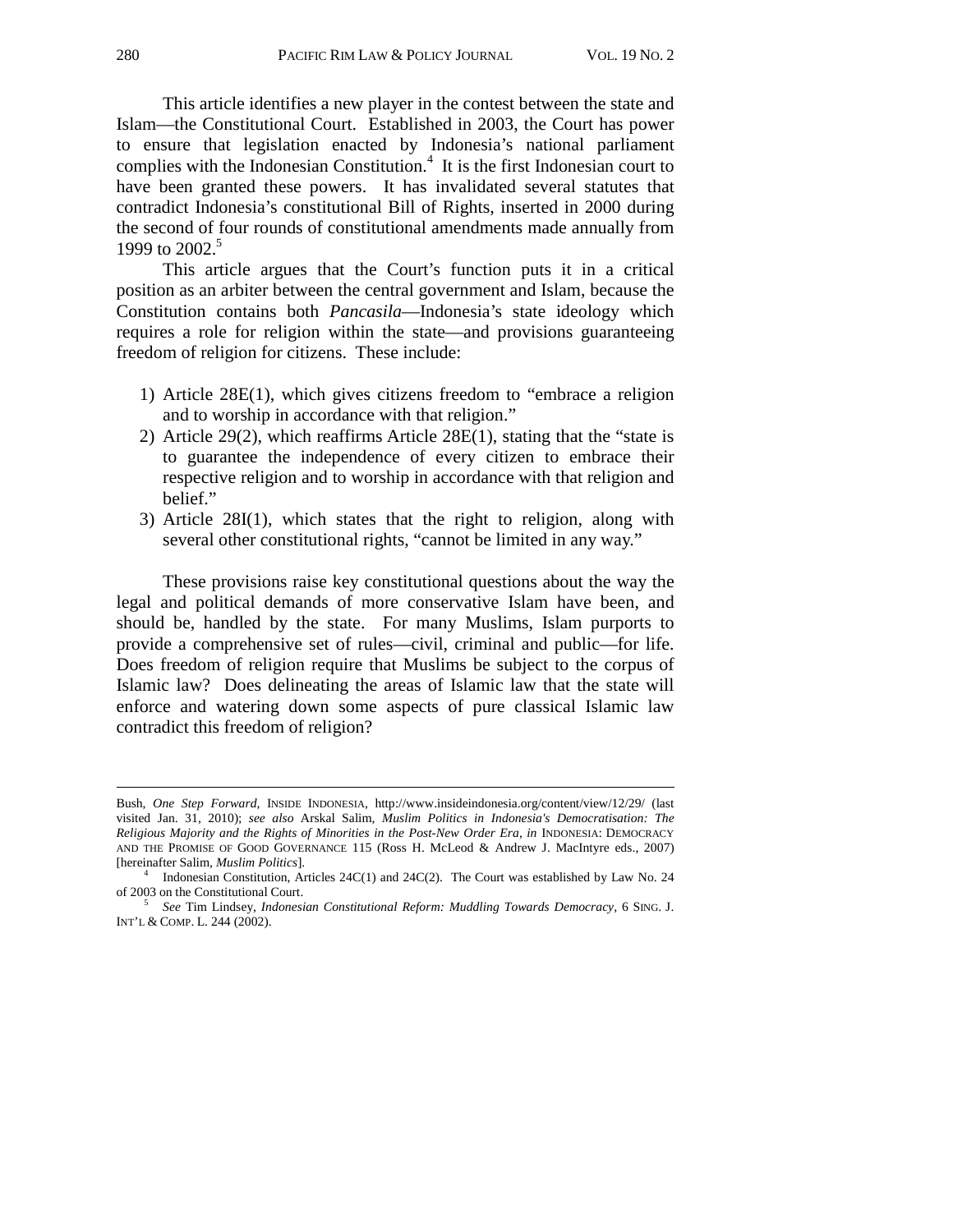This article identifies a new player in the contest between the state and Islam—the Constitutional Court. Established in 2003, the Court has power to ensure that legislation enacted by Indonesia's national parliament complies with the Indonesian Constitution.[4] It is the first Indonesian court to have been granted these powers. It has invalidated several statutes that contradict Indonesia's constitutional Bill of Rights, inserted in 2000 during the second of four rounds of constitutional amendments made annually from 1999 to 2002.[5]

This article argues that the Court's function puts it in a critical position as an arbiter between the central government and Islam, because the Constitution contains both *Pancasila*—Indonesia's state ideology which requires a role for religion within the state—and provisions guaranteeing freedom of religion for citizens. These include:

1) Article 28E(1), which gives citizens freedom to "embrace a religion and to worship in accordance with that religion."
2) Article 29(2), which reaffirms Article 28E(1), stating that the "state is to guarantee the independence of every citizen to embrace their respective religion and to worship in accordance with that religion and belief."
3) Article 28I(1), which states that the right to religion, along with several other constitutional rights, "cannot be limited in any way."

These provisions raise key constitutional questions about the way the legal and political demands of more conservative Islam have been, and should be, handled by the state. For many Muslims, Islam purports to provide a comprehensive set of rules—civil, criminal and public—for life. Does freedom of religion require that Muslims be subject to the corpus of Islamic law? Does delineating the areas of Islamic law that the state will enforce and watering down some aspects of pure classical Islamic law contradict this freedom of religion?

---

Bush, *One Step Forward*, INSIDE INDONESIA, http://www.insideindonesia.org/content/view/12/29/ (last visited Jan. 31, 2010); *see also* Arskal Salim, *Muslim Politics in Indonesia's Democratisation: The Religious Majority and the Rights of Minorities in the Post-New Order Era*, *in* INDONESIA: DEMOCRACY AND THE PROMISE OF GOOD GOVERNANCE 115 (Ross H. McLeod & Andrew J. MacIntyre eds., 2007) [hereinafter Salim, *Muslim Politics*].

[4] Indonesian Constitution, Articles 24C(1) and 24C(2). The Court was established by Law No. 24 of 2003 on the Constitutional Court.

[5] *See* Tim Lindsey, *Indonesian Constitutional Reform: Muddling Towards Democracy*, 6 SING. J. INT'L & COMP. L. 244 (2002).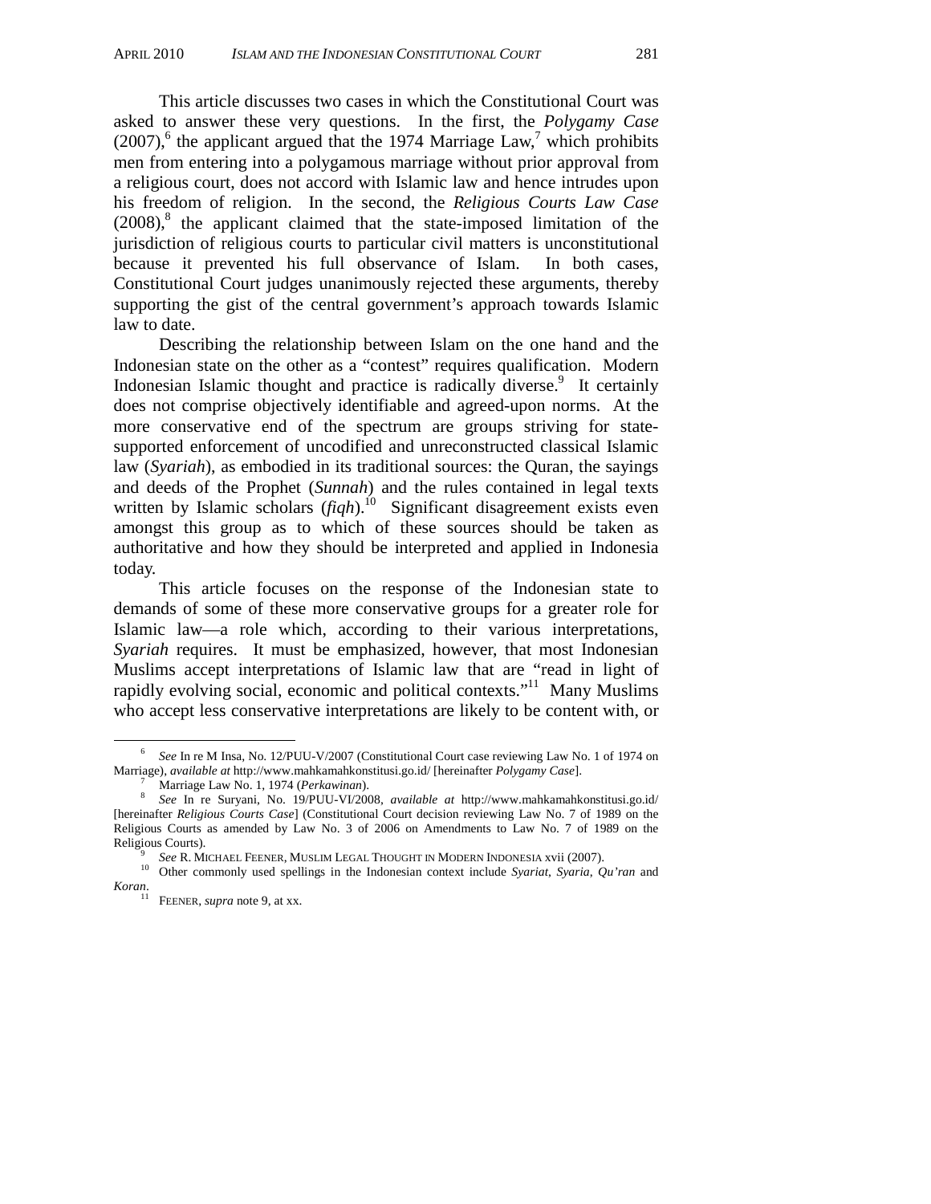This article discusses two cases in which the Constitutional Court was asked to answer these very questions. In the first, the *Polygamy Case* (2007),[6] the applicant argued that the 1974 Marriage Law,[7] which prohibits men from entering into a polygamous marriage without prior approval from a religious court, does not accord with Islamic law and hence intrudes upon his freedom of religion. In the second, the *Religious Courts Law Case* (2008),[8] the applicant claimed that the state-imposed limitation of the jurisdiction of religious courts to particular civil matters is unconstitutional because it prevented his full observance of Islam. In both cases, Constitutional Court judges unanimously rejected these arguments, thereby supporting the gist of the central government's approach towards Islamic law to date.

Describing the relationship between Islam on the one hand and the Indonesian state on the other as a "contest" requires qualification. Modern Indonesian Islamic thought and practice is radically diverse.[9] It certainly does not comprise objectively identifiable and agreed-upon norms. At the more conservative end of the spectrum are groups striving for state-supported enforcement of uncodified and unreconstructed classical Islamic law (*Syariah*), as embodied in its traditional sources: the Quran, the sayings and deeds of the Prophet (*Sunnah*) and the rules contained in legal texts written by Islamic scholars (*fiqh*).[10] Significant disagreement exists even amongst this group as to which of these sources should be taken as authoritative and how they should be interpreted and applied in Indonesia today.

This article focuses on the response of the Indonesian state to demands of some of these more conservative groups for a greater role for Islamic law—a role which, according to their various interpretations, *Syariah* requires. It must be emphasized, however, that most Indonesian Muslims accept interpretations of Islamic law that are "read in light of rapidly evolving social, economic and political contexts."[11] Many Muslims who accept less conservative interpretations are likely to be content with, or

---

[6] *See* In re M Insa, No. 12/PUU-V/2007 (Constitutional Court case reviewing Law No. 1 of 1974 on Marriage), *available at* http://www.mahkamahkonstitusi.go.id/ [hereinafter *Polygamy Case*].

[7] Marriage Law No. 1, 1974 (*Perkawinan*).

[8] *See* In re Suryani, No. 19/PUU-VI/2008, *available at* http://www.mahkamahkonstitusi.go.id/ [hereinafter *Religious Courts Case*] (Constitutional Court decision reviewing Law No. 7 of 1989 on the Religious Courts as amended by Law No. 3 of 2006 on Amendments to Law No. 7 of 1989 on the Religious Courts).

[9] *See* R. MICHAEL FEENER, MUSLIM LEGAL THOUGHT IN MODERN INDONESIA xvii (2007).

[10] Other commonly used spellings in the Indonesian context include *Syariat*, *Syaria*, *Qu'ran* and *Koran*.

[11] FEENER, *supra* note 9, at xx.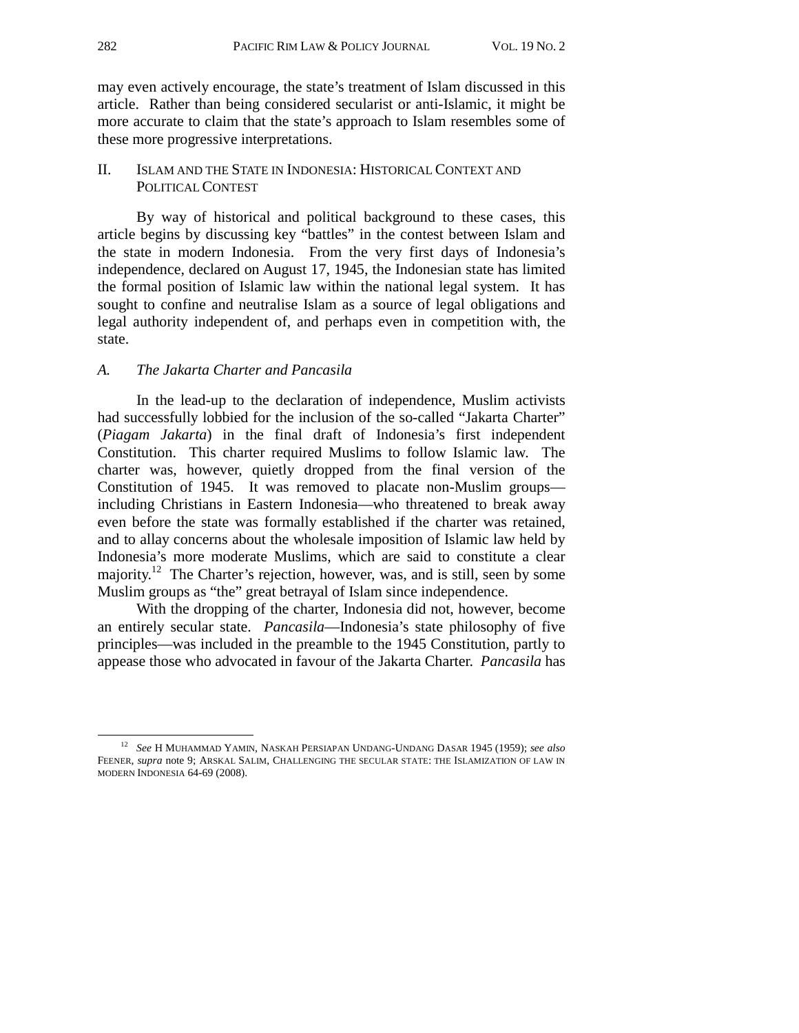may even actively encourage, the state's treatment of Islam discussed in this article. Rather than being considered secularist or anti-Islamic, it might be more accurate to claim that the state's approach to Islam resembles some of these more progressive interpretations.

## II. ISLAM AND THE STATE IN INDONESIA: HISTORICAL CONTEXT AND POLITICAL CONTEST

By way of historical and political background to these cases, this article begins by discussing key "battles" in the contest between Islam and the state in modern Indonesia. From the very first days of Indonesia's independence, declared on August 17, 1945, the Indonesian state has limited the formal position of Islamic law within the national legal system. It has sought to confine and neutralise Islam as a source of legal obligations and legal authority independent of, and perhaps even in competition with, the state.

### *A. The Jakarta Charter and Pancasila*

In the lead-up to the declaration of independence, Muslim activists had successfully lobbied for the inclusion of the so-called "Jakarta Charter" (*Piagam Jakarta*) in the final draft of Indonesia's first independent Constitution. This charter required Muslims to follow Islamic law. The charter was, however, quietly dropped from the final version of the Constitution of 1945. It was removed to placate non-Muslim groups—including Christians in Eastern Indonesia—who threatened to break away even before the state was formally established if the charter was retained, and to allay concerns about the wholesale imposition of Islamic law held by Indonesia's more moderate Muslims, which are said to constitute a clear majority.[12] The Charter's rejection, however, was, and is still, seen by some Muslim groups as "the" great betrayal of Islam since independence.

With the dropping of the charter, Indonesia did not, however, become an entirely secular state. *Pancasila*—Indonesia's state philosophy of five principles—was included in the preamble to the 1945 Constitution, partly to appease those who advocated in favour of the Jakarta Charter. *Pancasila* has

---

[12] *See* H MUHAMMAD YAMIN, NASKAH PERSIAPAN UNDANG-UNDANG DASAR 1945 (1959); *see also* FEENER, *supra* note 9; ARSKAL SALIM, CHALLENGING THE SECULAR STATE: THE ISLAMIZATION OF LAW IN MODERN INDONESIA 64-69 (2008).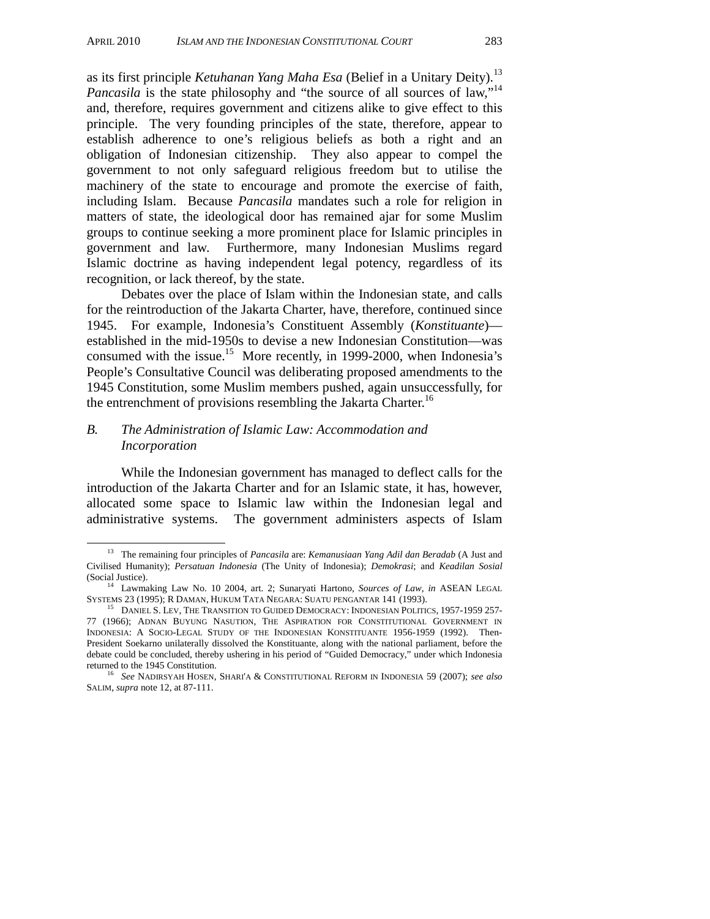as its first principle *Ketuhanan Yang Maha Esa* (Belief in a Unitary Deity).[13] *Pancasila* is the state philosophy and "the source of all sources of law,"[14] and, therefore, requires government and citizens alike to give effect to this principle. The very founding principles of the state, therefore, appear to establish adherence to one's religious beliefs as both a right and an obligation of Indonesian citizenship. They also appear to compel the government to not only safeguard religious freedom but to utilise the machinery of the state to encourage and promote the exercise of faith, including Islam. Because *Pancasila* mandates such a role for religion in matters of state, the ideological door has remained ajar for some Muslim groups to continue seeking a more prominent place for Islamic principles in government and law. Furthermore, many Indonesian Muslims regard Islamic doctrine as having independent legal potency, regardless of its recognition, or lack thereof, by the state.

Debates over the place of Islam within the Indonesian state, and calls for the reintroduction of the Jakarta Charter, have, therefore, continued since 1945. For example, Indonesia's Constituent Assembly (*Konstituante*)—established in the mid-1950s to devise a new Indonesian Constitution—was consumed with the issue.[15] More recently, in 1999-2000, when Indonesia's People's Consultative Council was deliberating proposed amendments to the 1945 Constitution, some Muslim members pushed, again unsuccessfully, for the entrenchment of provisions resembling the Jakarta Charter.[16]

### *B. The Administration of Islamic Law: Accommodation and Incorporation*

While the Indonesian government has managed to deflect calls for the introduction of the Jakarta Charter and for an Islamic state, it has, however, allocated some space to Islamic law within the Indonesian legal and administrative systems. The government administers aspects of Islam

---

[13] The remaining four principles of *Pancasila* are: *Kemanusiaan Yang Adil dan Beradab* (A Just and Civilised Humanity); *Persatuan Indonesia* (The Unity of Indonesia); *Demokrasi*; and *Keadilan Sosial* (Social Justice).

[14] Lawmaking Law No. 10 2004, art. 2; Sunaryati Hartono, *Sources of Law*, *in* ASEAN LEGAL SYSTEMS 23 (1995); R DAMAN, HUKUM TATA NEGARA: SUATU PENGANTAR 141 (1993).

[15] DANIEL S. LEV, THE TRANSITION TO GUIDED DEMOCRACY: INDONESIAN POLITICS, 1957-1959 257-77 (1966); ADNAN BUYUNG NASUTION, THE ASPIRATION FOR CONSTITUTIONAL GOVERNMENT IN INDONESIA: A SOCIO-LEGAL STUDY OF THE INDONESIAN KONSTITUANTE 1956-1959 (1992). Then-President Soekarno unilaterally dissolved the Konstituante, along with the national parliament, before the debate could be concluded, thereby ushering in his period of "Guided Democracy," under which Indonesia returned to the 1945 Constitution.

[16] *See* NADIRSYAH HOSEN, SHARI'A & CONSTITUTIONAL REFORM IN INDONESIA 59 (2007); *see also* SALIM, *supra* note 12, at 87-111.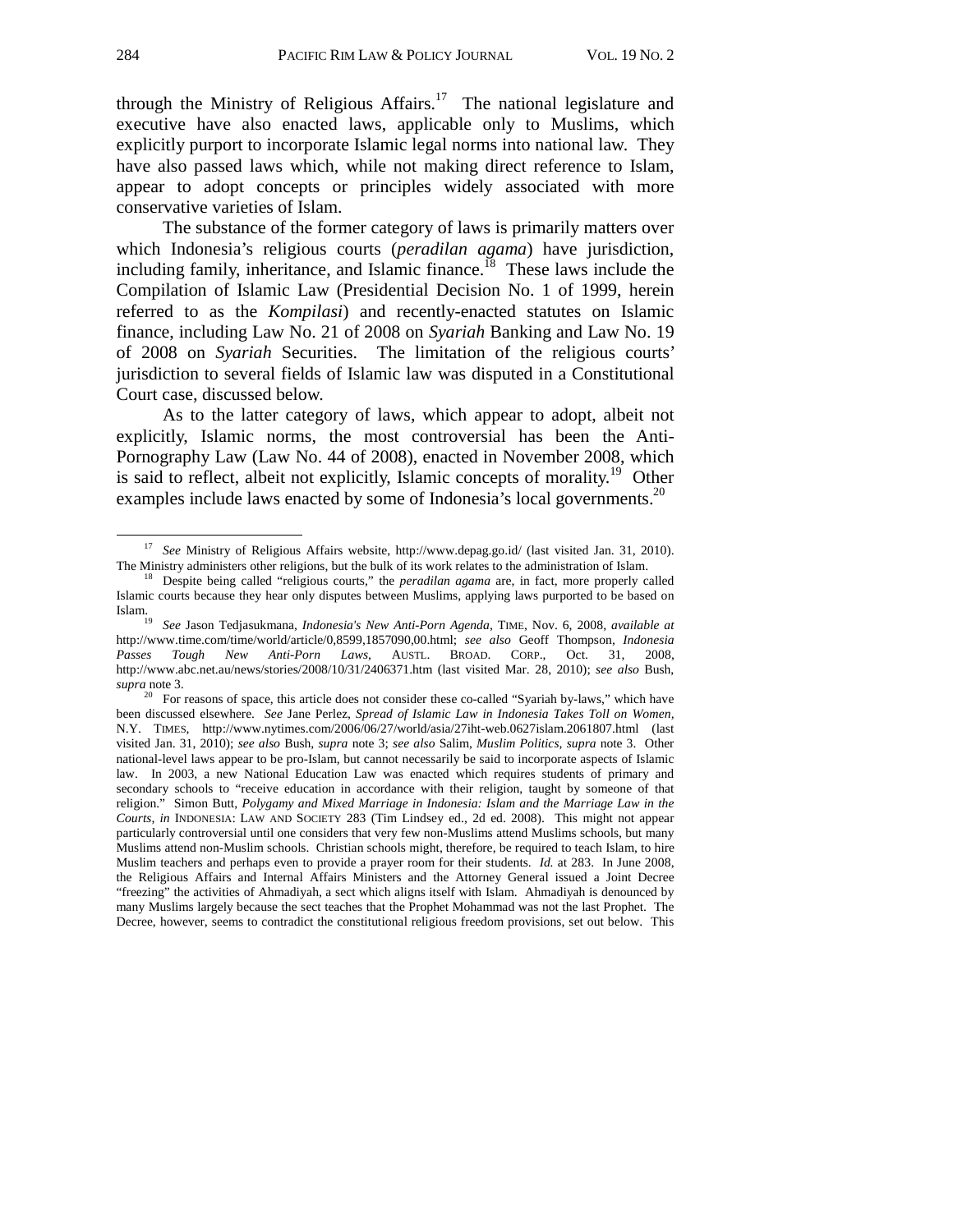through the Ministry of Religious Affairs.[17] The national legislature and executive have also enacted laws, applicable only to Muslims, which explicitly purport to incorporate Islamic legal norms into national law. They have also passed laws which, while not making direct reference to Islam, appear to adopt concepts or principles widely associated with more conservative varieties of Islam.

The substance of the former category of laws is primarily matters over which Indonesia's religious courts (*peradilan agama*) have jurisdiction, including family, inheritance, and Islamic finance.[18] These laws include the Compilation of Islamic Law (Presidential Decision No. 1 of 1999, herein referred to as the *Kompilasi*) and recently-enacted statutes on Islamic finance, including Law No. 21 of 2008 on *Syariah* Banking and Law No. 19 of 2008 on *Syariah* Securities. The limitation of the religious courts' jurisdiction to several fields of Islamic law was disputed in a Constitutional Court case, discussed below.

As to the latter category of laws, which appear to adopt, albeit not explicitly, Islamic norms, the most controversial has been the Anti-Pornography Law (Law No. 44 of 2008), enacted in November 2008, which is said to reflect, albeit not explicitly, Islamic concepts of morality.[19] Other examples include laws enacted by some of Indonesia's local governments.[20]

---

[17] *See* Ministry of Religious Affairs website, http://www.depag.go.id/ (last visited Jan. 31, 2010). The Ministry administers other religions, but the bulk of its work relates to the administration of Islam.

[18] Despite being called "religious courts," the *peradilan agama* are, in fact, more properly called Islamic courts because they hear only disputes between Muslims, applying laws purported to be based on Islam.

[19] *See* Jason Tedjasukmana, *Indonesia's New Anti-Porn Agenda*, TIME, Nov. 6, 2008, *available at* http://www.time.com/time/world/article/0,8599,1857090,00.html; *see also* Geoff Thompson, *Indonesia Passes Tough New Anti-Porn Laws*, AUSTL. BROAD. CORP., Oct. 31, 2008, http://www.abc.net.au/news/stories/2008/10/31/2406371.htm (last visited Mar. 28, 2010); *see also* Bush, *supra* note 3.

[20] For reasons of space, this article does not consider these co-called "Syariah by-laws," which have been discussed elsewhere. *See* Jane Perlez, *Spread of Islamic Law in Indonesia Takes Toll on Women*, N.Y. TIMES, http://www.nytimes.com/2006/06/27/world/asia/27iht-web.0627islam.2061807.html (last visited Jan. 31, 2010); *see also* Bush, *supra* note 3; *see also* Salim, *Muslim Politics*, *supra* note 3. Other national-level laws appear to be pro-Islam, but cannot necessarily be said to incorporate aspects of Islamic law. In 2003, a new National Education Law was enacted which requires students of primary and secondary schools to "receive education in accordance with their religion, taught by someone of that religion." Simon Butt, *Polygamy and Mixed Marriage in Indonesia: Islam and the Marriage Law in the Courts*, *in* INDONESIA: LAW AND SOCIETY 283 (Tim Lindsey ed., 2d ed. 2008). This might not appear particularly controversial until one considers that very few non-Muslims attend Muslims schools, but many Muslims attend non-Muslim schools. Christian schools might, therefore, be required to teach Islam, to hire Muslim teachers and perhaps even to provide a prayer room for their students. *Id.* at 283. In June 2008, the Religious Affairs and Internal Affairs Ministers and the Attorney General issued a Joint Decree "freezing" the activities of Ahmadiyah, a sect which aligns itself with Islam. Ahmadiyah is denounced by many Muslims largely because the sect teaches that the Prophet Mohammad was not the last Prophet. The Decree, however, seems to contradict the constitutional religious freedom provisions, set out below. This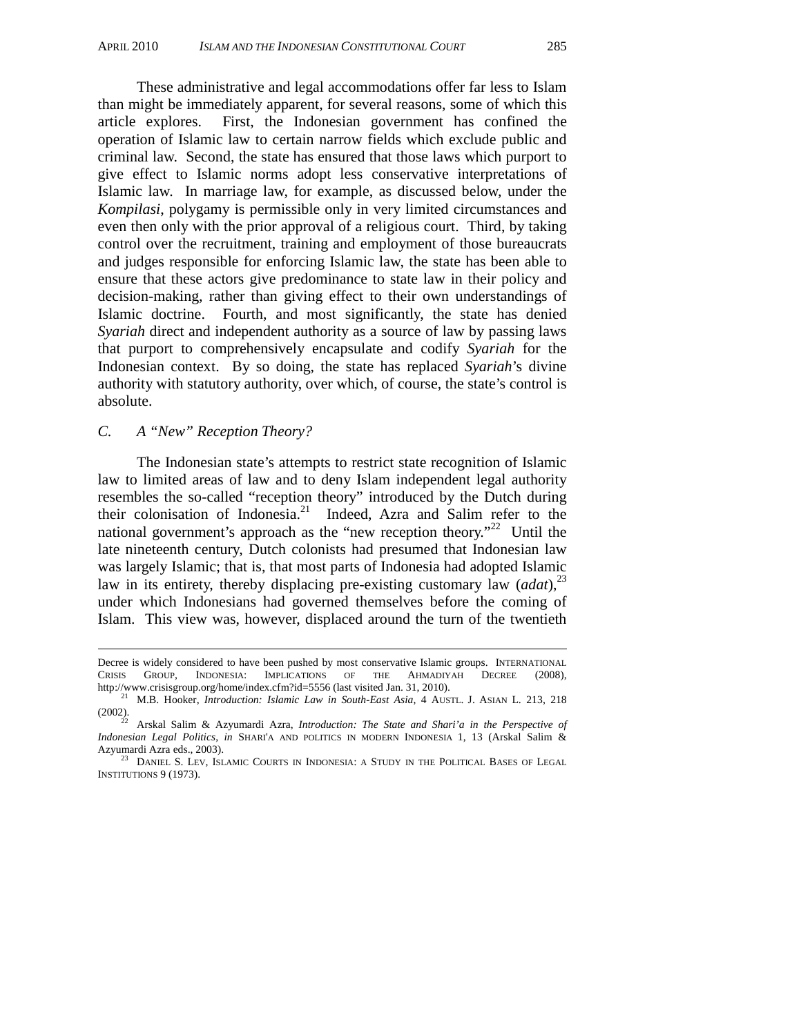These administrative and legal accommodations offer far less to Islam than might be immediately apparent, for several reasons, some of which this article explores. First, the Indonesian government has confined the operation of Islamic law to certain narrow fields which exclude public and criminal law. Second, the state has ensured that those laws which purport to give effect to Islamic norms adopt less conservative interpretations of Islamic law. In marriage law, for example, as discussed below, under the *Kompilasi*, polygamy is permissible only in very limited circumstances and even then only with the prior approval of a religious court. Third, by taking control over the recruitment, training and employment of those bureaucrats and judges responsible for enforcing Islamic law, the state has been able to ensure that these actors give predominance to state law in their policy and decision-making, rather than giving effect to their own understandings of Islamic doctrine. Fourth, and most significantly, the state has denied *Syariah* direct and independent authority as a source of law by passing laws that purport to comprehensively encapsulate and codify *Syariah* for the Indonesian context. By so doing, the state has replaced *Syariah*'s divine authority with statutory authority, over which, of course, the state's control is absolute.

### *C. A "New" Reception Theory?*

The Indonesian state's attempts to restrict state recognition of Islamic law to limited areas of law and to deny Islam independent legal authority resembles the so-called "reception theory" introduced by the Dutch during their colonisation of Indonesia.[21] Indeed, Azra and Salim refer to the national government's approach as the "new reception theory."[22] Until the late nineteenth century, Dutch colonists had presumed that Indonesian law was largely Islamic; that is, that most parts of Indonesia had adopted Islamic law in its entirety, thereby displacing pre-existing customary law (*adat*),[23] under which Indonesians had governed themselves before the coming of Islam. This view was, however, displaced around the turn of the twentieth

---

Decree is widely considered to have been pushed by most conservative Islamic groups. INTERNATIONAL CRISIS GROUP, INDONESIA: IMPLICATIONS OF THE AHMADIYAH DECREE (2008), http://www.crisisgroup.org/home/index.cfm?id=5556 (last visited Jan. 31, 2010).

[21] M.B. Hooker, *Introduction: Islamic Law in South-East Asia*, 4 AUSTL. J. ASIAN L. 213, 218 (2002).

[22] Arskal Salim & Azyumardi Azra, *Introduction: The State and Shari'a in the Perspective of Indonesian Legal Politics*, *in* SHARI'A AND POLITICS IN MODERN INDONESIA 1, 13 (Arskal Salim & Azyumardi Azra eds., 2003).

[23] DANIEL S. LEV, ISLAMIC COURTS IN INDONESIA: A STUDY IN THE POLITICAL BASES OF LEGAL INSTITUTIONS 9 (1973).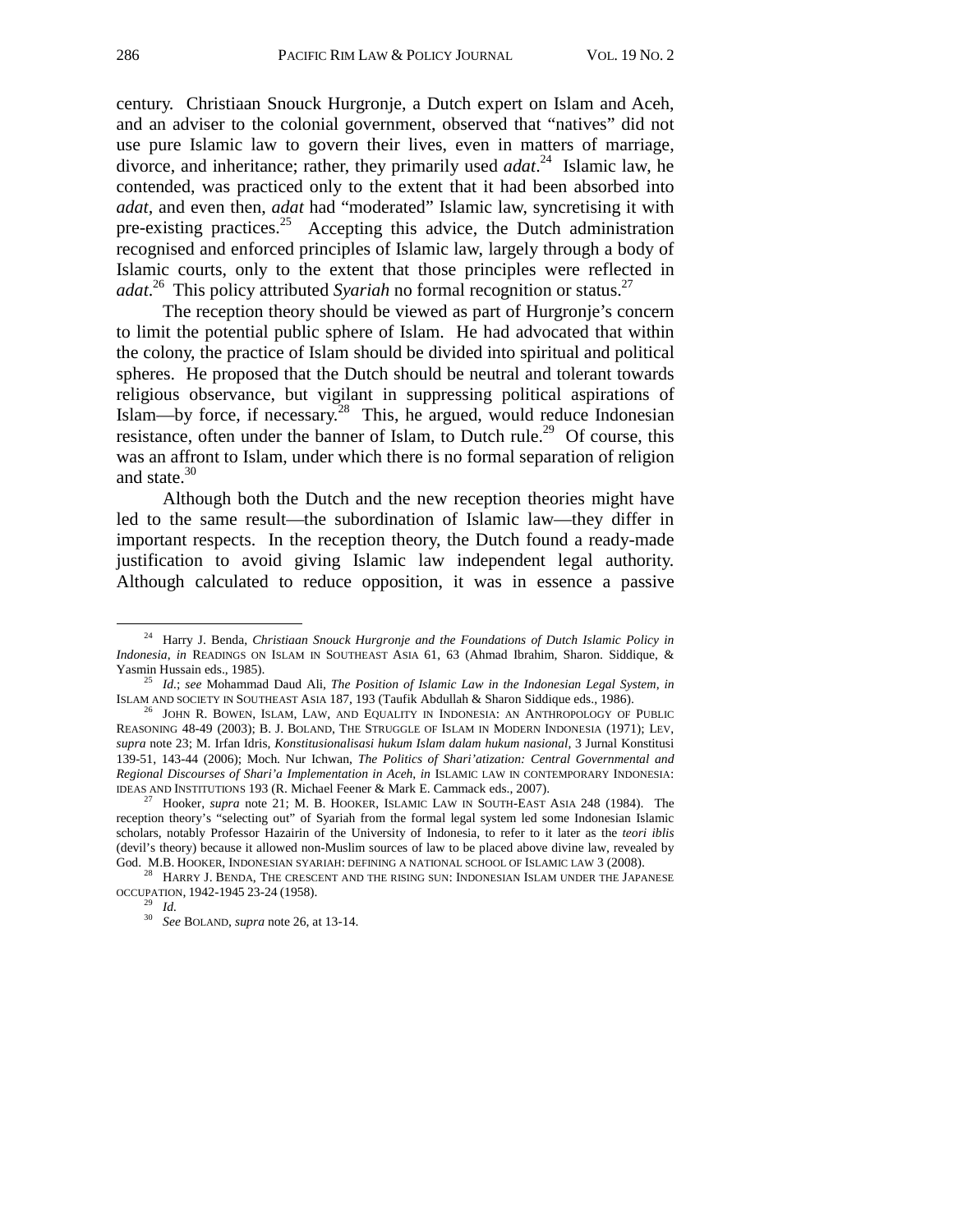century. Christiaan Snouck Hurgronje, a Dutch expert on Islam and Aceh, and an adviser to the colonial government, observed that "natives" did not use pure Islamic law to govern their lives, even in matters of marriage, divorce, and inheritance; rather, they primarily used *adat*.[24] Islamic law, he contended, was practiced only to the extent that it had been absorbed into *adat*, and even then, *adat* had "moderated" Islamic law, syncretising it with pre-existing practices.[25] Accepting this advice, the Dutch administration recognised and enforced principles of Islamic law, largely through a body of Islamic courts, only to the extent that those principles were reflected in *adat*.[26] This policy attributed *Syariah* no formal recognition or status.[27]

The reception theory should be viewed as part of Hurgronje's concern to limit the potential public sphere of Islam. He had advocated that within the colony, the practice of Islam should be divided into spiritual and political spheres. He proposed that the Dutch should be neutral and tolerant towards religious observance, but vigilant in suppressing political aspirations of Islam—by force, if necessary.[28] This, he argued, would reduce Indonesian resistance, often under the banner of Islam, to Dutch rule.[29] Of course, this was an affront to Islam, under which there is no formal separation of religion and state.[30]

Although both the Dutch and the new reception theories might have led to the same result—the subordination of Islamic law—they differ in important respects. In the reception theory, the Dutch found a ready-made justification to avoid giving Islamic law independent legal authority. Although calculated to reduce opposition, it was in essence a passive

---

[24] Harry J. Benda, *Christiaan Snouck Hurgronje and the Foundations of Dutch Islamic Policy in Indonesia*, *in* READINGS ON ISLAM IN SOUTHEAST ASIA 61, 63 (Ahmad Ibrahim, Sharon. Siddique, & Yasmin Hussain eds., 1985).

[25] *Id.*; *see* Mohammad Daud Ali, *The Position of Islamic Law in the Indonesian Legal System*, *in* ISLAM AND SOCIETY IN SOUTHEAST ASIA 187, 193 (Taufik Abdullah & Sharon Siddique eds., 1986).

[26] JOHN R. BOWEN, ISLAM, LAW, AND EQUALITY IN INDONESIA: AN ANTHROPOLOGY OF PUBLIC REASONING 48-49 (2003); B. J. BOLAND, THE STRUGGLE OF ISLAM IN MODERN INDONESIA (1971); LEV, *supra* note 23; M. Irfan Idris, *Konstitusionalisasi hukum Islam dalam hukum nasional*, 3 Jurnal Konstitusi 139-51, 143-44 (2006); Moch. Nur Ichwan, *The Politics of Shari'atization: Central Governmental and Regional Discourses of Shari'a Implementation in Aceh*, *in* ISLAMIC LAW IN CONTEMPORARY INDONESIA: IDEAS AND INSTITUTIONS 193 (R. Michael Feener & Mark E. Cammack eds., 2007).

[27] Hooker, *supra* note 21; M. B. HOOKER, ISLAMIC LAW IN SOUTH-EAST ASIA 248 (1984). The reception theory's "selecting out" of Syariah from the formal legal system led some Indonesian Islamic scholars, notably Professor Hazairin of the University of Indonesia, to refer to it later as the *teori iblis* (devil's theory) because it allowed non-Muslim sources of law to be placed above divine law, revealed by God. M.B. HOOKER, INDONESIAN SYARIAH: DEFINING A NATIONAL SCHOOL OF ISLAMIC LAW 3 (2008).

[28] HARRY J. BENDA, THE CRESCENT AND THE RISING SUN: INDONESIAN ISLAM UNDER THE JAPANESE OCCUPATION, 1942-1945 23-24 (1958).

[29] *Id.*

[30] *See* BOLAND, *supra* note 26, at 13-14.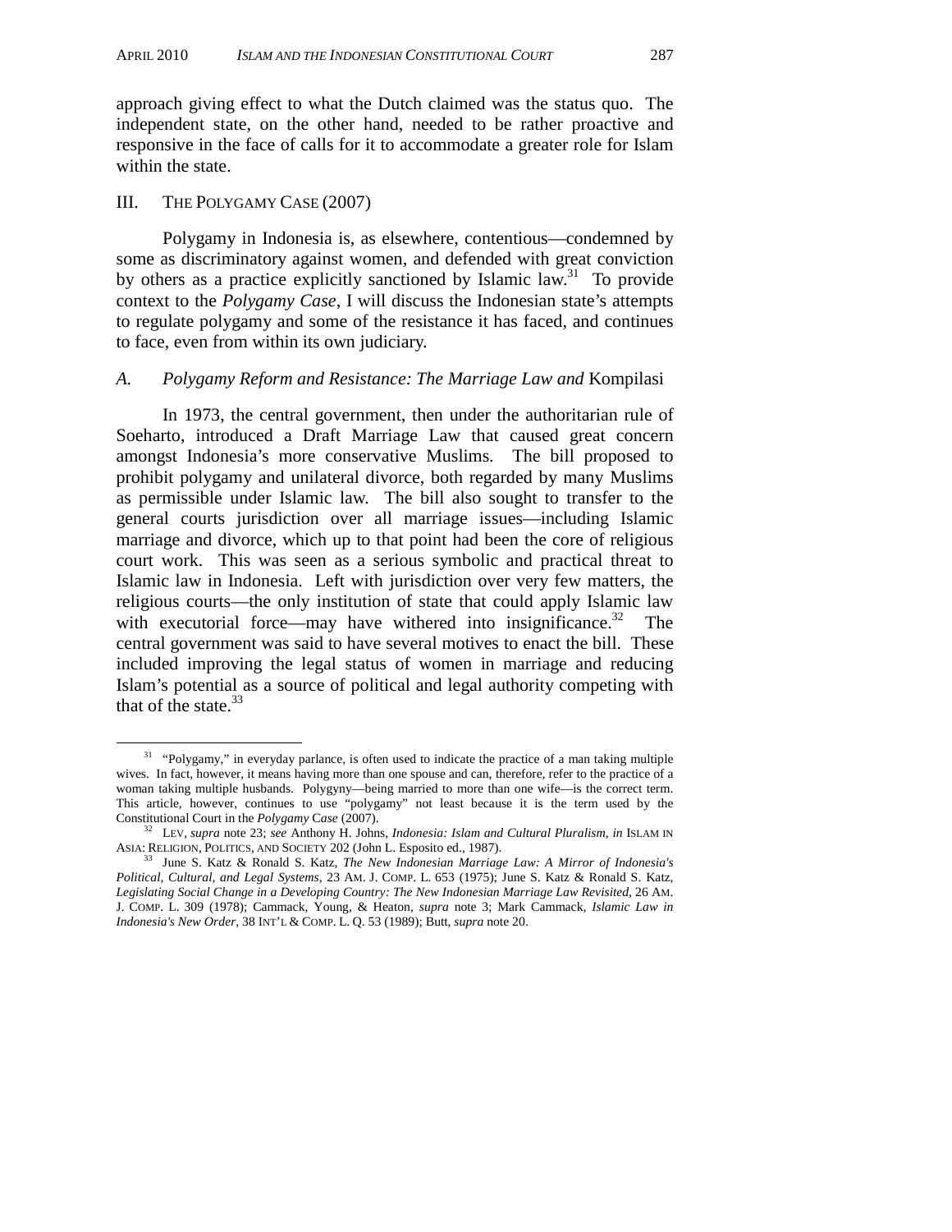approach giving effect to what the Dutch claimed was the status quo. The independent state, on the other hand, needed to be rather proactive and responsive in the face of calls for it to accommodate a greater role for Islam within the state.

## III. The Polygamy Case (2007)

Polygamy in Indonesia is, as elsewhere, contentious—condemned by some as discriminatory against women, and defended with great conviction by others as a practice explicitly sanctioned by Islamic law.[31] To provide context to the *Polygamy Case*, I will discuss the Indonesian state's attempts to regulate polygamy and some of the resistance it has faced, and continues to face, even from within its own judiciary.

### A. *Polygamy Reform and Resistance: The Marriage Law and* Kompilasi

In 1973, the central government, then under the authoritarian rule of Soeharto, introduced a Draft Marriage Law that caused great concern amongst Indonesia's more conservative Muslims. The bill proposed to prohibit polygamy and unilateral divorce, both regarded by many Muslims as permissible under Islamic law. The bill also sought to transfer to the general courts jurisdiction over all marriage issues—including Islamic marriage and divorce, which up to that point had been the core of religious court work. This was seen as a serious symbolic and practical threat to Islamic law in Indonesia. Left with jurisdiction over very few matters, the religious courts—the only institution of state that could apply Islamic law with executorial force—may have withered into insignificance.[32] The central government was said to have several motives to enact the bill. These included improving the legal status of women in marriage and reducing Islam's potential as a source of political and legal authority competing with that of the state.[33]

---

[31] "Polygamy," in everyday parlance, is often used to indicate the practice of a man taking multiple wives. In fact, however, it means having more than one spouse and can, therefore, refer to the practice of a woman taking multiple husbands. Polygyny—being married to more than one wife—is the correct term. This article, however, continues to use "polygamy" not least because it is the term used by the Constitutional Court in the *Polygamy Case* (2007).

[32] LEV, *supra* note 23; *see* Anthony H. Johns, *Indonesia: Islam and Cultural Pluralism*, *in* ISLAM IN ASIA: RELIGION, POLITICS, AND SOCIETY 202 (John L. Esposito ed., 1987).

[33] June S. Katz & Ronald S. Katz, *The New Indonesian Marriage Law: A Mirror of Indonesia's Political, Cultural, and Legal Systems*, 23 AM. J. COMP. L. 653 (1975); June S. Katz & Ronald S. Katz, *Legislating Social Change in a Developing Country: The New Indonesian Marriage Law Revisited*, 26 AM. J. COMP. L. 309 (1978); Cammack, Young, & Heaton, *supra* note 3; Mark Cammack, *Islamic Law in Indonesia's New Order*, 38 INT'L & COMP. L. Q. 53 (1989); Butt, *supra* note 20.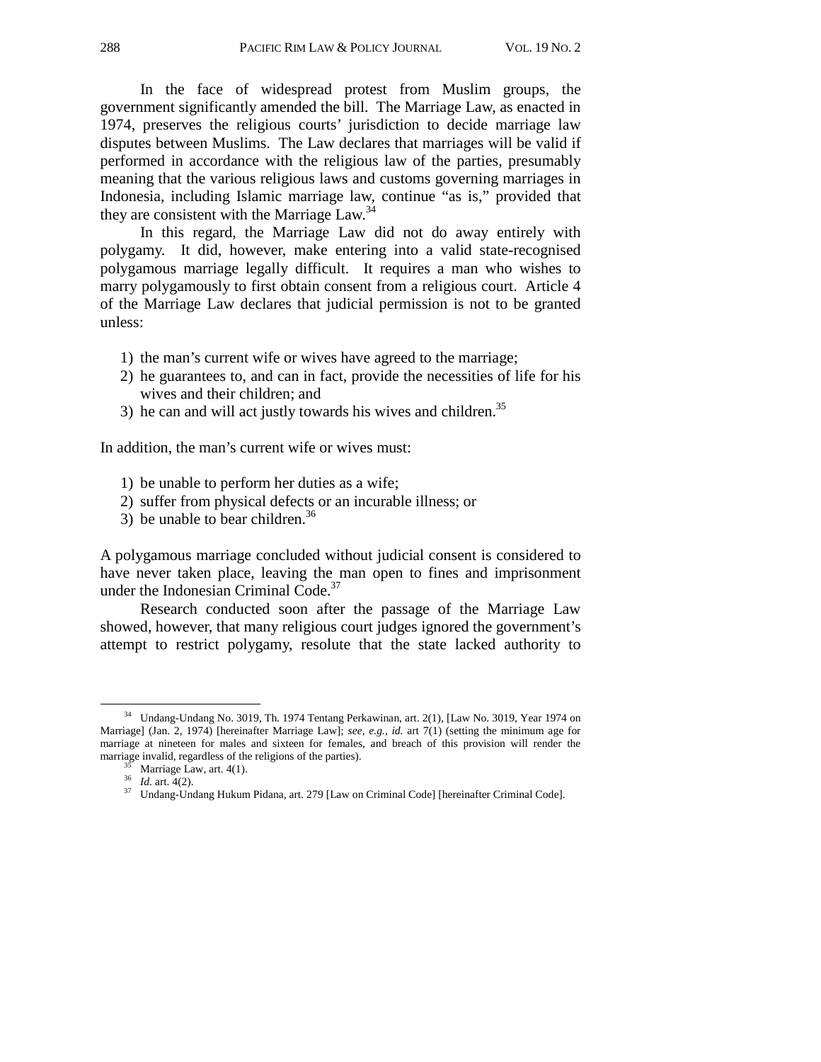In the face of widespread protest from Muslim groups, the government significantly amended the bill. The Marriage Law, as enacted in 1974, preserves the religious courts' jurisdiction to decide marriage law disputes between Muslims. The Law declares that marriages will be valid if performed in accordance with the religious law of the parties, presumably meaning that the various religious laws and customs governing marriages in Indonesia, including Islamic marriage law, continue "as is," provided that they are consistent with the Marriage Law.[34]

In this regard, the Marriage Law did not do away entirely with polygamy. It did, however, make entering into a valid state-recognised polygamous marriage legally difficult. It requires a man who wishes to marry polygamously to first obtain consent from a religious court. Article 4 of the Marriage Law declares that judicial permission is not to be granted unless:

1) the man's current wife or wives have agreed to the marriage;
2) he guarantees to, and can in fact, provide the necessities of life for his wives and their children; and
3) he can and will act justly towards his wives and children.[35]

In addition, the man's current wife or wives must:

1) be unable to perform her duties as a wife;
2) suffer from physical defects or an incurable illness; or
3) be unable to bear children.[36]

A polygamous marriage concluded without judicial consent is considered to have never taken place, leaving the man open to fines and imprisonment under the Indonesian Criminal Code.[37]

Research conducted soon after the passage of the Marriage Law showed, however, that many religious court judges ignored the government's attempt to restrict polygamy, resolute that the state lacked authority to

---

[34] Undang-Undang No. 3019, Th. 1974 Tentang Perkawinan, art. 2(1), [Law No. 3019, Year 1974 on Marriage] (Jan. 2, 1974) [hereinafter Marriage Law]; *see, e.g.*, *id.* art 7(1) (setting the minimum age for marriage at nineteen for males and sixteen for females, and breach of this provision will render the marriage invalid, regardless of the religions of the parties).

[35] Marriage Law, art. 4(1).

[36] *Id.* art. 4(2).

[37] Undang-Undang Hukum Pidana, art. 279 [Law on Criminal Code] [hereinafter Criminal Code].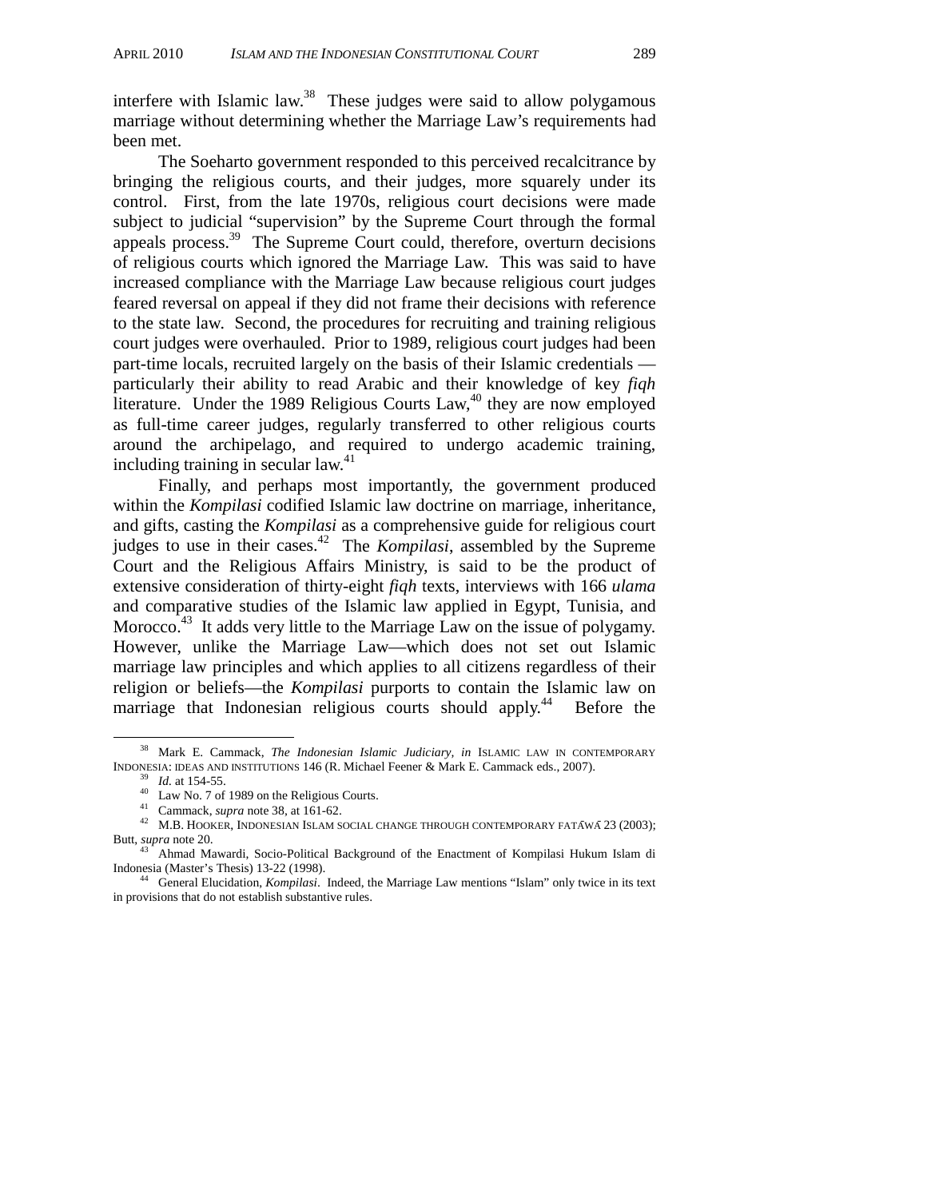interfere with Islamic law.[38] These judges were said to allow polygamous marriage without determining whether the Marriage Law's requirements had been met.

The Soeharto government responded to this perceived recalcitrance by bringing the religious courts, and their judges, more squarely under its control. First, from the late 1970s, religious court decisions were made subject to judicial "supervision" by the Supreme Court through the formal appeals process.[39] The Supreme Court could, therefore, overturn decisions of religious courts which ignored the Marriage Law. This was said to have increased compliance with the Marriage Law because religious court judges feared reversal on appeal if they did not frame their decisions with reference to the state law. Second, the procedures for recruiting and training religious court judges were overhauled. Prior to 1989, religious court judges had been part-time locals, recruited largely on the basis of their Islamic credentials — particularly their ability to read Arabic and their knowledge of key *fiqh* literature. Under the 1989 Religious Courts Law,[40] they are now employed as full-time career judges, regularly transferred to other religious courts around the archipelago, and required to undergo academic training, including training in secular law.[41]

Finally, and perhaps most importantly, the government produced within the *Kompilasi* codified Islamic law doctrine on marriage, inheritance, and gifts, casting the *Kompilasi* as a comprehensive guide for religious court judges to use in their cases.[42] The *Kompilasi*, assembled by the Supreme Court and the Religious Affairs Ministry, is said to be the product of extensive consideration of thirty-eight *fiqh* texts, interviews with 166 *ulama* and comparative studies of the Islamic law applied in Egypt, Tunisia, and Morocco.[43] It adds very little to the Marriage Law on the issue of polygamy. However, unlike the Marriage Law—which does not set out Islamic marriage law principles and which applies to all citizens regardless of their religion or beliefs—the *Kompilasi* purports to contain the Islamic law on marriage that Indonesian religious courts should apply.[44] Before the

---

[38] Mark E. Cammack, *The Indonesian Islamic Judiciary, in* ISLAMIC LAW IN CONTEMPORARY INDONESIA: IDEAS AND INSTITUTIONS 146 (R. Michael Feener & Mark E. Cammack eds., 2007).

[39] *Id.* at 154-55.

[40] Law No. 7 of 1989 on the Religious Courts.

[41] Cammack, *supra* note 38, at 161-62.

[42] M.B. HOOKER, INDONESIAN ISLAM SOCIAL CHANGE THROUGH CONTEMPORARY FATĀWĀ 23 (2003); Butt, *supra* note 20.

[43] Ahmad Mawardi, Socio-Political Background of the Enactment of Kompilasi Hukum Islam di Indonesia (Master's Thesis) 13-22 (1998).

[44] General Elucidation, *Kompilasi*. Indeed, the Marriage Law mentions "Islam" only twice in its text in provisions that do not establish substantive rules.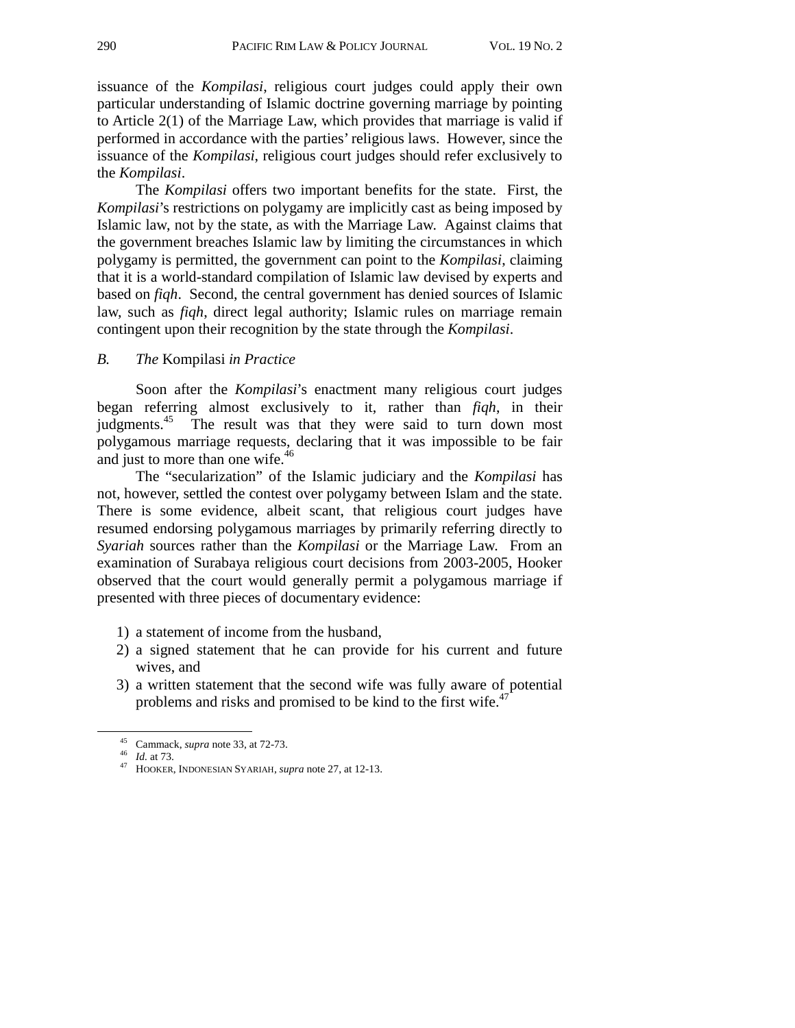issuance of the *Kompilasi*, religious court judges could apply their own particular understanding of Islamic doctrine governing marriage by pointing to Article 2(1) of the Marriage Law, which provides that marriage is valid if performed in accordance with the parties' religious laws. However, since the issuance of the *Kompilasi*, religious court judges should refer exclusively to the *Kompilasi*.

The *Kompilasi* offers two important benefits for the state. First, the *Kompilasi*'s restrictions on polygamy are implicitly cast as being imposed by Islamic law, not by the state, as with the Marriage Law. Against claims that the government breaches Islamic law by limiting the circumstances in which polygamy is permitted, the government can point to the *Kompilasi*, claiming that it is a world-standard compilation of Islamic law devised by experts and based on *fiqh*. Second, the central government has denied sources of Islamic law, such as *fiqh*, direct legal authority; Islamic rules on marriage remain contingent upon their recognition by the state through the *Kompilasi*.

### *B. The* Kompilasi *in Practice*

Soon after the *Kompilasi*'s enactment many religious court judges began referring almost exclusively to it, rather than *fiqh*, in their judgments.[45] The result was that they were said to turn down most polygamous marriage requests, declaring that it was impossible to be fair and just to more than one wife.[46]

The "secularization" of the Islamic judiciary and the *Kompilasi* has not, however, settled the contest over polygamy between Islam and the state. There is some evidence, albeit scant, that religious court judges have resumed endorsing polygamous marriages by primarily referring directly to *Syariah* sources rather than the *Kompilasi* or the Marriage Law. From an examination of Surabaya religious court decisions from 2003-2005, Hooker observed that the court would generally permit a polygamous marriage if presented with three pieces of documentary evidence:

1) a statement of income from the husband,
2) a signed statement that he can provide for his current and future wives, and
3) a written statement that the second wife was fully aware of potential problems and risks and promised to be kind to the first wife.[47]

---

[45] Cammack, *supra* note 33, at 72-73.
[46] *Id.* at 73.
[47] HOOKER, INDONESIAN SYARIAH, *supra* note 27, at 12-13.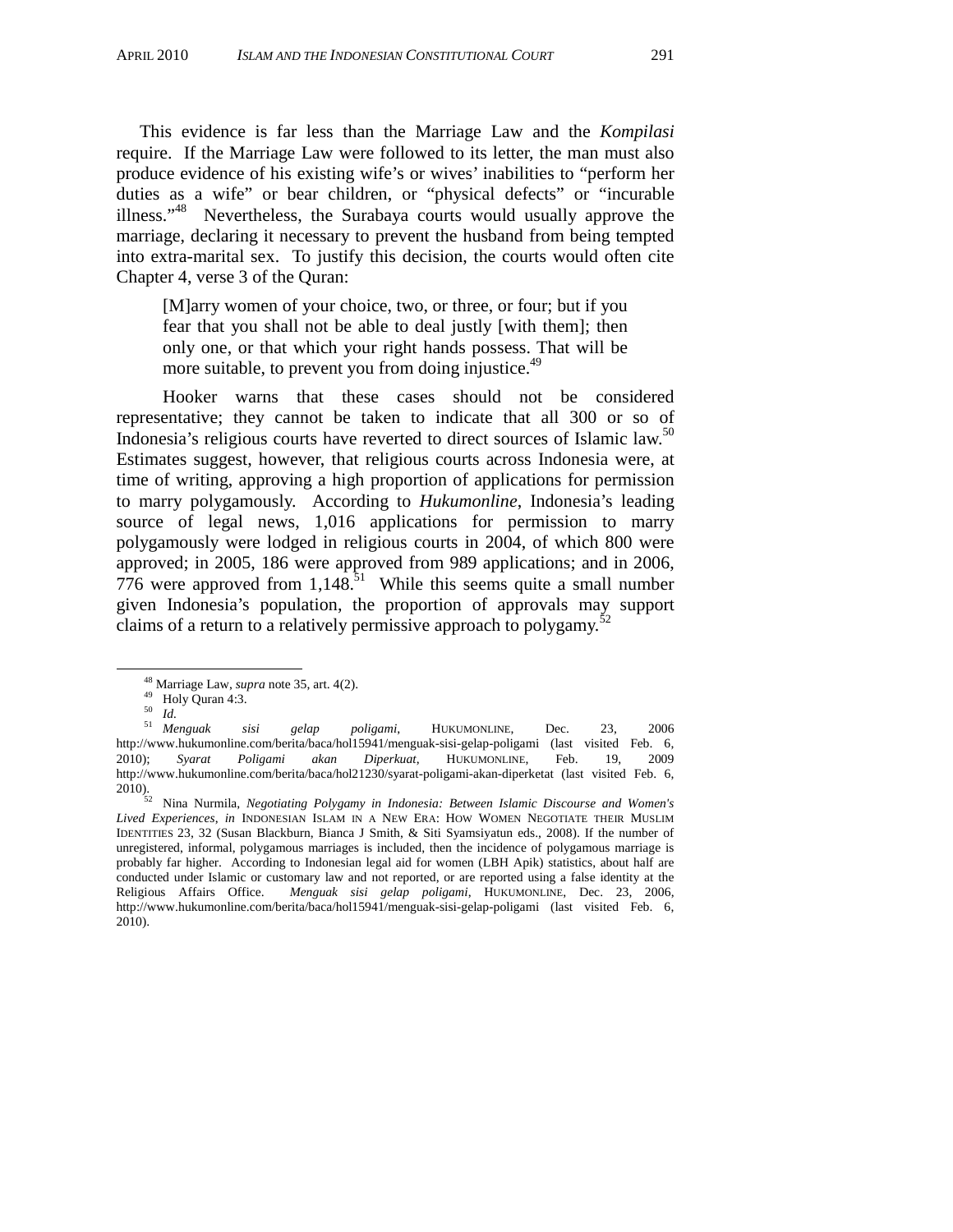This evidence is far less than the Marriage Law and the *Kompilasi* require. If the Marriage Law were followed to its letter, the man must also produce evidence of his existing wife's or wives' inabilities to "perform her duties as a wife" or bear children, or "physical defects" or "incurable illness."[48] Nevertheless, the Surabaya courts would usually approve the marriage, declaring it necessary to prevent the husband from being tempted into extra-marital sex. To justify this decision, the courts would often cite Chapter 4, verse 3 of the Quran:

> [M]arry women of your choice, two, or three, or four; but if you fear that you shall not be able to deal justly [with them]; then only one, or that which your right hands possess. That will be more suitable, to prevent you from doing injustice.[49]

Hooker warns that these cases should not be considered representative; they cannot be taken to indicate that all 300 or so of Indonesia's religious courts have reverted to direct sources of Islamic law.[50] Estimates suggest, however, that religious courts across Indonesia were, at time of writing, approving a high proportion of applications for permission to marry polygamously. According to *Hukumonline*, Indonesia's leading source of legal news, 1,016 applications for permission to marry polygamously were lodged in religious courts in 2004, of which 800 were approved; in 2005, 186 were approved from 989 applications; and in 2006, 776 were approved from 1,148.[51] While this seems quite a small number given Indonesia's population, the proportion of approvals may support claims of a return to a relatively permissive approach to polygamy.[52]

---

[48] Marriage Law, *supra* note 35, art. 4(2).

[49] Holy Quran 4:3.

[50] *Id.*

[51] *Menguak sisi gelap poligami*, HUKUMONLINE, Dec. 23, 2006 http://www.hukumonline.com/berita/baca/hol15941/menguak-sisi-gelap-poligami (last visited Feb. 6, 2010); *Syarat Poligami akan Diperkuat*, HUKUMONLINE, Feb. 19, 2009 http://www.hukumonline.com/berita/baca/hol21230/syarat-poligami-akan-diperketat (last visited Feb. 6, 2010).

[52] Nina Nurmila, *Negotiating Polygamy in Indonesia: Between Islamic Discourse and Women's Lived Experiences*, *in* INDONESIAN ISLAM IN A NEW ERA: HOW WOMEN NEGOTIATE THEIR MUSLIM IDENTITIES 23, 32 (Susan Blackburn, Bianca J Smith, & Siti Syamsiyatun eds., 2008). If the number of unregistered, informal, polygamous marriages is included, then the incidence of polygamous marriage is probably far higher. According to Indonesian legal aid for women (LBH Apik) statistics, about half are conducted under Islamic or customary law and not reported, or are reported using a false identity at the Religious Affairs Office. *Menguak sisi gelap poligami*, HUKUMONLINE, Dec. 23, 2006, http://www.hukumonline.com/berita/baca/hol15941/menguak-sisi-gelap-poligami (last visited Feb. 6, 2010).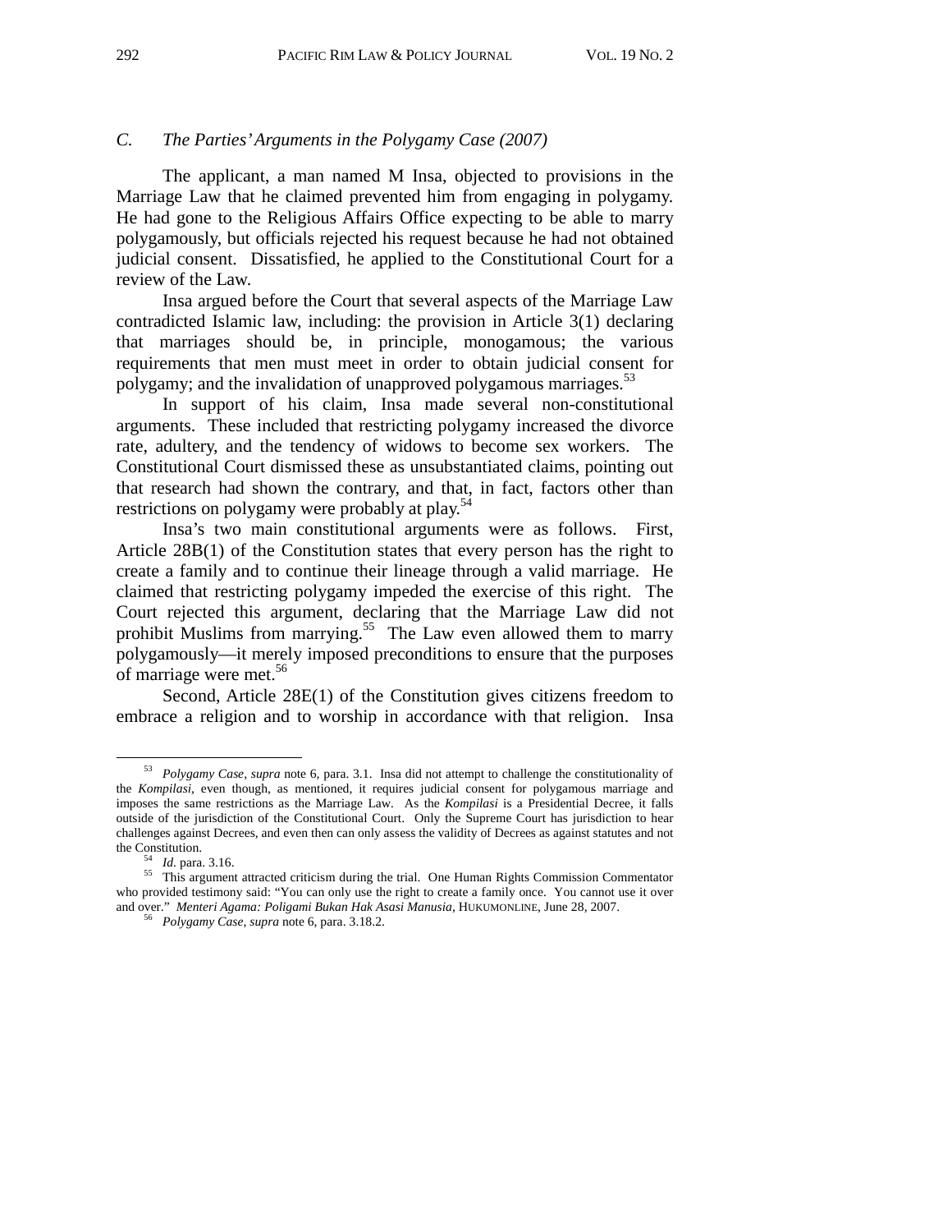### C. *The Parties' Arguments in the Polygamy Case (2007)*

The applicant, a man named M Insa, objected to provisions in the Marriage Law that he claimed prevented him from engaging in polygamy. He had gone to the Religious Affairs Office expecting to be able to marry polygamously, but officials rejected his request because he had not obtained judicial consent. Dissatisfied, he applied to the Constitutional Court for a review of the Law.

Insa argued before the Court that several aspects of the Marriage Law contradicted Islamic law, including: the provision in Article 3(1) declaring that marriages should be, in principle, monogamous; the various requirements that men must meet in order to obtain judicial consent for polygamy; and the invalidation of unapproved polygamous marriages.[53]

In support of his claim, Insa made several non-constitutional arguments. These included that restricting polygamy increased the divorce rate, adultery, and the tendency of widows to become sex workers. The Constitutional Court dismissed these as unsubstantiated claims, pointing out that research had shown the contrary, and that, in fact, factors other than restrictions on polygamy were probably at play.[54]

Insa's two main constitutional arguments were as follows. First, Article 28B(1) of the Constitution states that every person has the right to create a family and to continue their lineage through a valid marriage. He claimed that restricting polygamy impeded the exercise of this right. The Court rejected this argument, declaring that the Marriage Law did not prohibit Muslims from marrying.[55] The Law even allowed them to marry polygamously—it merely imposed preconditions to ensure that the purposes of marriage were met.[56]

Second, Article 28E(1) of the Constitution gives citizens freedom to embrace a religion and to worship in accordance with that religion. Insa

---

[53] *Polygamy Case*, *supra* note 6, para. 3.1. Insa did not attempt to challenge the constitutionality of the *Kompilasi*, even though, as mentioned, it requires judicial consent for polygamous marriage and imposes the same restrictions as the Marriage Law. As the *Kompilasi* is a Presidential Decree, it falls outside of the jurisdiction of the Constitutional Court. Only the Supreme Court has jurisdiction to hear challenges against Decrees, and even then can only assess the validity of Decrees as against statutes and not the Constitution.

[54] *Id.* para. 3.16.

[55] This argument attracted criticism during the trial. One Human Rights Commission Commentator who provided testimony said: "You can only use the right to create a family once. You cannot use it over and over." *Menteri Agama: Poligami Bukan Hak Asasi Manusia*, HUKUMONLINE, June 28, 2007.

[56] *Polygamy Case*, *supra* note 6, para. 3.18.2.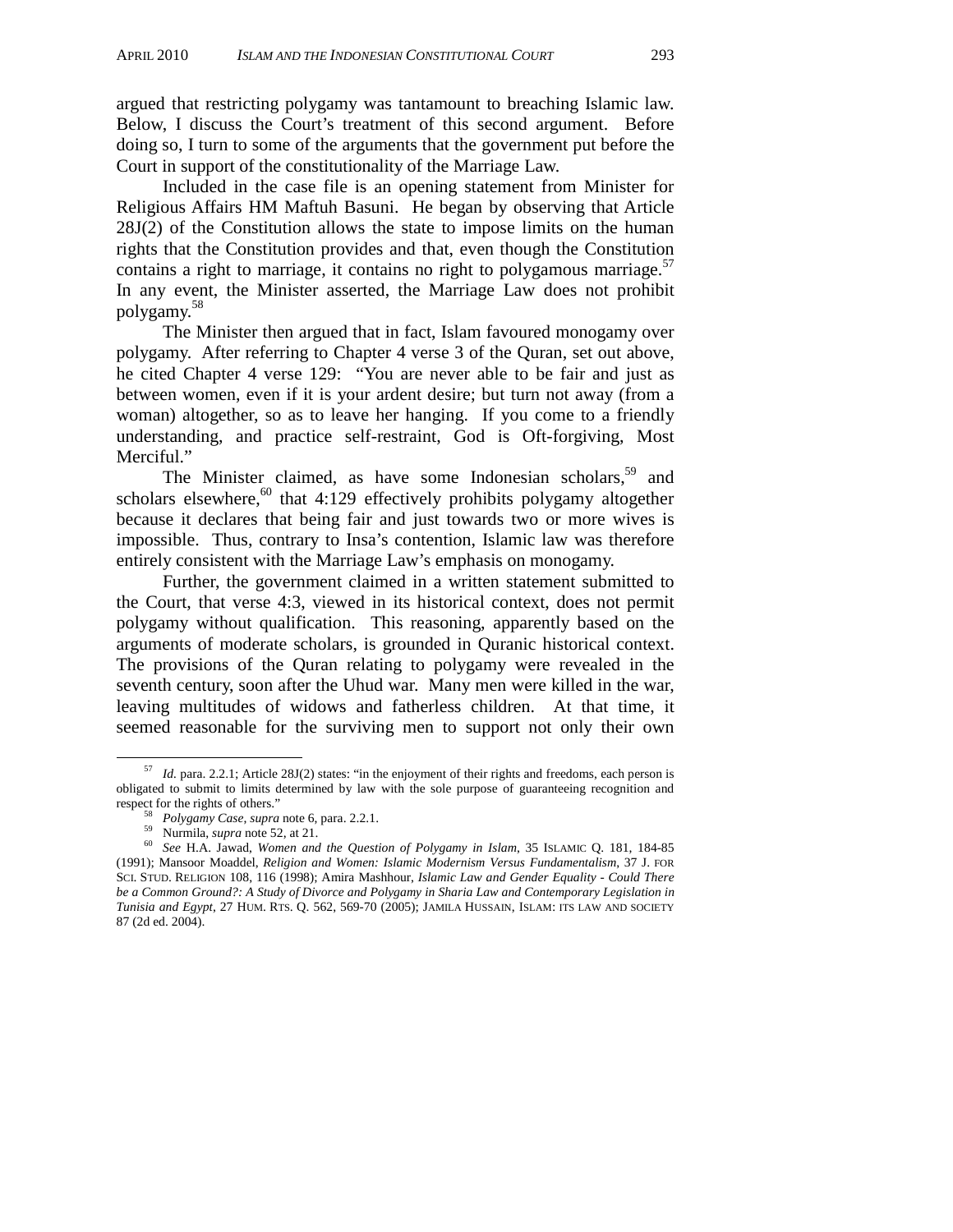argued that restricting polygamy was tantamount to breaching Islamic law. Below, I discuss the Court's treatment of this second argument. Before doing so, I turn to some of the arguments that the government put before the Court in support of the constitutionality of the Marriage Law.

Included in the case file is an opening statement from Minister for Religious Affairs HM Maftuh Basuni. He began by observing that Article 28J(2) of the Constitution allows the state to impose limits on the human rights that the Constitution provides and that, even though the Constitution contains a right to marriage, it contains no right to polygamous marriage.[57] In any event, the Minister asserted, the Marriage Law does not prohibit polygamy.[58]

The Minister then argued that in fact, Islam favoured monogamy over polygamy. After referring to Chapter 4 verse 3 of the Quran, set out above, he cited Chapter 4 verse 129: "You are never able to be fair and just as between women, even if it is your ardent desire; but turn not away (from a woman) altogether, so as to leave her hanging. If you come to a friendly understanding, and practice self-restraint, God is Oft-forgiving, Most Merciful."

The Minister claimed, as have some Indonesian scholars,[59] and scholars elsewhere,[60] that 4:129 effectively prohibits polygamy altogether because it declares that being fair and just towards two or more wives is impossible. Thus, contrary to Insa's contention, Islamic law was therefore entirely consistent with the Marriage Law's emphasis on monogamy.

Further, the government claimed in a written statement submitted to the Court, that verse 4:3, viewed in its historical context, does not permit polygamy without qualification. This reasoning, apparently based on the arguments of moderate scholars, is grounded in Quranic historical context. The provisions of the Quran relating to polygamy were revealed in the seventh century, soon after the Uhud war. Many men were killed in the war, leaving multitudes of widows and fatherless children. At that time, it seemed reasonable for the surviving men to support not only their own

---

[57] *Id.* para. 2.2.1; Article 28J(2) states: "in the enjoyment of their rights and freedoms, each person is obligated to submit to limits determined by law with the sole purpose of guaranteeing recognition and respect for the rights of others."

[58] *Polygamy Case*, *supra* note 6, para. 2.2.1.

[59] Nurmila, *supra* note 52, at 21.

[60] *See* H.A. Jawad, *Women and the Question of Polygamy in Islam*, 35 ISLAMIC Q. 181, 184-85 (1991); Mansoor Moaddel, *Religion and Women: Islamic Modernism Versus Fundamentalism*, 37 J. FOR SCI. STUD. RELIGION 108, 116 (1998); Amira Mashhour, *Islamic Law and Gender Equality - Could There be a Common Ground?: A Study of Divorce and Polygamy in Sharia Law and Contemporary Legislation in Tunisia and Egypt*, 27 HUM. RTS. Q. 562, 569-70 (2005); JAMILA HUSSAIN, ISLAM: ITS LAW AND SOCIETY 87 (2d ed. 2004).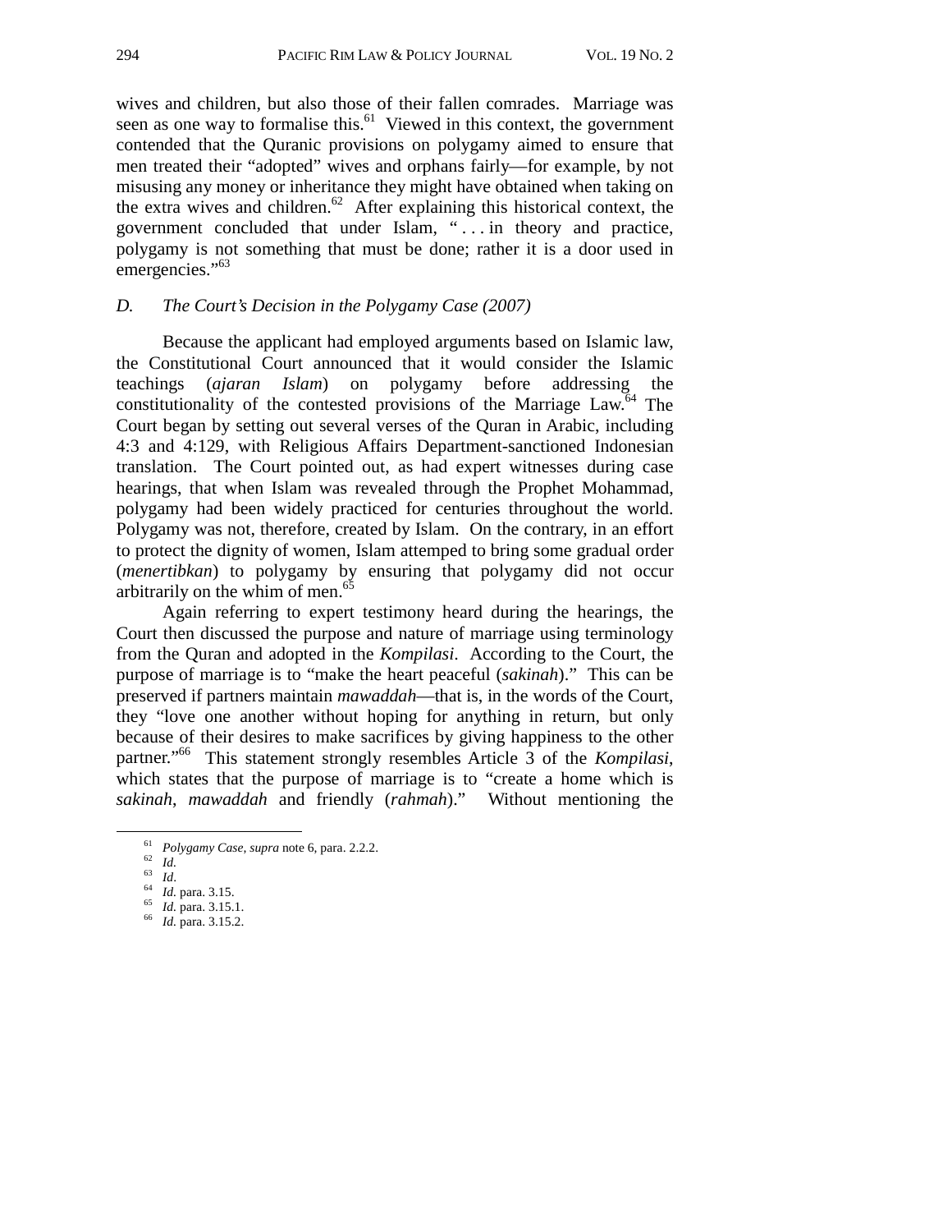wives and children, but also those of their fallen comrades. Marriage was seen as one way to formalise this.[61] Viewed in this context, the government contended that the Quranic provisions on polygamy aimed to ensure that men treated their "adopted" wives and orphans fairly—for example, by not misusing any money or inheritance they might have obtained when taking on the extra wives and children.[62] After explaining this historical context, the government concluded that under Islam, " . . . in theory and practice, polygamy is not something that must be done; rather it is a door used in emergencies."[63]

### *D. The Court's Decision in the Polygamy Case (2007)*

Because the applicant had employed arguments based on Islamic law, the Constitutional Court announced that it would consider the Islamic teachings (*ajaran Islam*) on polygamy before addressing the constitutionality of the contested provisions of the Marriage Law.[64] The Court began by setting out several verses of the Quran in Arabic, including 4:3 and 4:129, with Religious Affairs Department-sanctioned Indonesian translation. The Court pointed out, as had expert witnesses during case hearings, that when Islam was revealed through the Prophet Mohammad, polygamy had been widely practiced for centuries throughout the world. Polygamy was not, therefore, created by Islam. On the contrary, in an effort to protect the dignity of women, Islam attemped to bring some gradual order (*menertibkan*) to polygamy by ensuring that polygamy did not occur arbitrarily on the whim of men.[65]

Again referring to expert testimony heard during the hearings, the Court then discussed the purpose and nature of marriage using terminology from the Quran and adopted in the *Kompilasi*. According to the Court, the purpose of marriage is to "make the heart peaceful (*sakinah*)." This can be preserved if partners maintain *mawaddah*—that is, in the words of the Court, they "love one another without hoping for anything in return, but only because of their desires to make sacrifices by giving happiness to the other partner."[66] This statement strongly resembles Article 3 of the *Kompilasi*, which states that the purpose of marriage is to "create a home which is *sakinah*, *mawaddah* and friendly (*rahmah*)." Without mentioning the

---

[61] *Polygamy Case*, *supra* note 6, para. 2.2.2.
[62] *Id.*
[63] *Id*.
[64] *Id.* para. 3.15.
[65] *Id.* para. 3.15.1.
[66] *Id.* para. 3.15.2.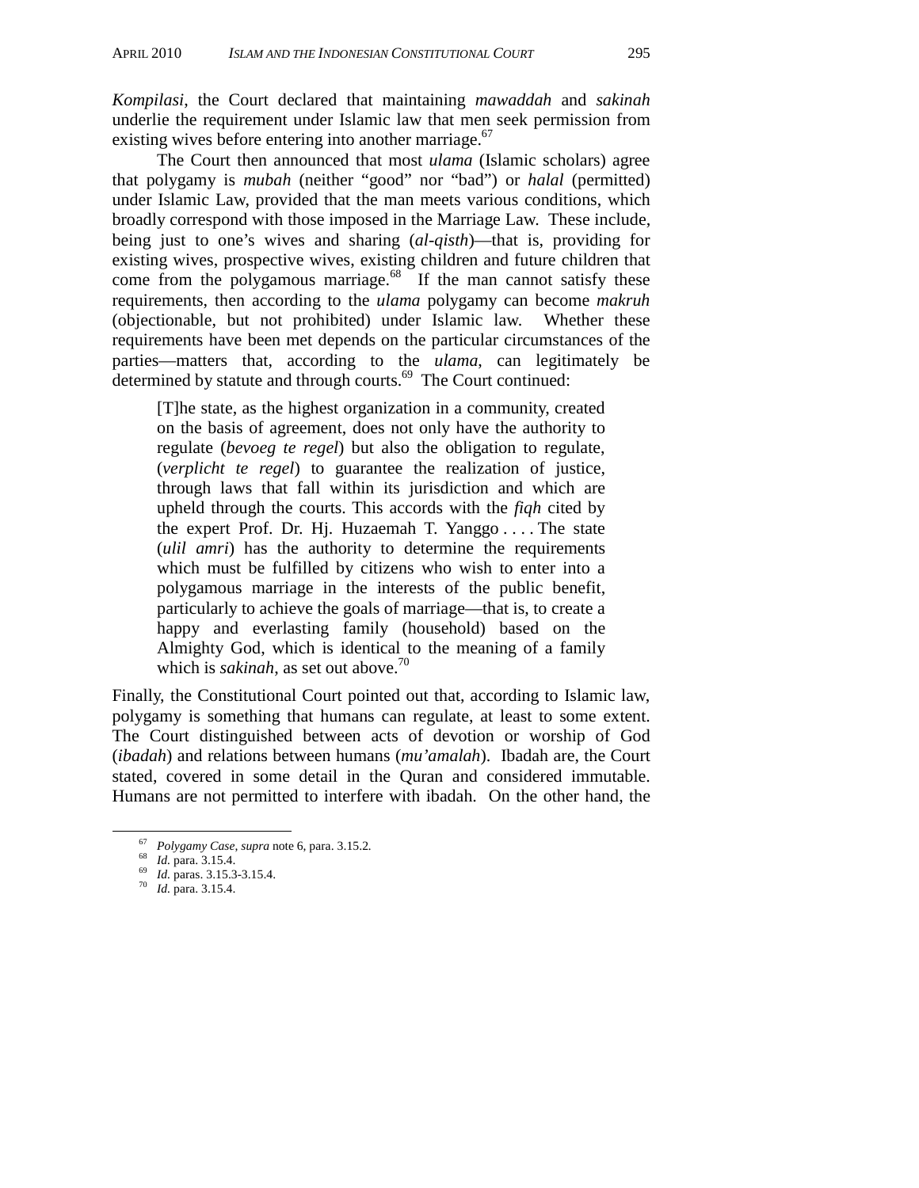*Kompilasi*, the Court declared that maintaining *mawaddah* and *sakinah* underlie the requirement under Islamic law that men seek permission from existing wives before entering into another marriage.[67]

The Court then announced that most *ulama* (Islamic scholars) agree that polygamy is *mubah* (neither "good" nor "bad") or *halal* (permitted) under Islamic Law, provided that the man meets various conditions, which broadly correspond with those imposed in the Marriage Law. These include, being just to one's wives and sharing (*al-qisth*)—that is, providing for existing wives, prospective wives, existing children and future children that come from the polygamous marriage.[68] If the man cannot satisfy these requirements, then according to the *ulama* polygamy can become *makruh* (objectionable, but not prohibited) under Islamic law. Whether these requirements have been met depends on the particular circumstances of the parties—matters that, according to the *ulama*, can legitimately be determined by statute and through courts.[69] The Court continued:

> [T]he state, as the highest organization in a community, created on the basis of agreement, does not only have the authority to regulate (*bevoeg te regel*) but also the obligation to regulate, (*verplicht te regel*) to guarantee the realization of justice, through laws that fall within its jurisdiction and which are upheld through the courts. This accords with the *fiqh* cited by the expert Prof. Dr. Hj. Huzaemah T. Yanggo . . . . The state (*ulil amri*) has the authority to determine the requirements which must be fulfilled by citizens who wish to enter into a polygamous marriage in the interests of the public benefit, particularly to achieve the goals of marriage—that is, to create a happy and everlasting family (household) based on the Almighty God, which is identical to the meaning of a family which is *sakinah*, as set out above.[70]

Finally, the Constitutional Court pointed out that, according to Islamic law, polygamy is something that humans can regulate, at least to some extent. The Court distinguished between acts of devotion or worship of God (*ibadah*) and relations between humans (*mu'amalah*). Ibadah are, the Court stated, covered in some detail in the Quran and considered immutable. Humans are not permitted to interfere with ibadah. On the other hand, the

---

[67] *Polygamy Case*, *supra* note 6, para. 3.15.2.

[68] *Id.* para. 3.15.4.

[69] *Id.* paras. 3.15.3-3.15.4.

[70] *Id.* para. 3.15.4.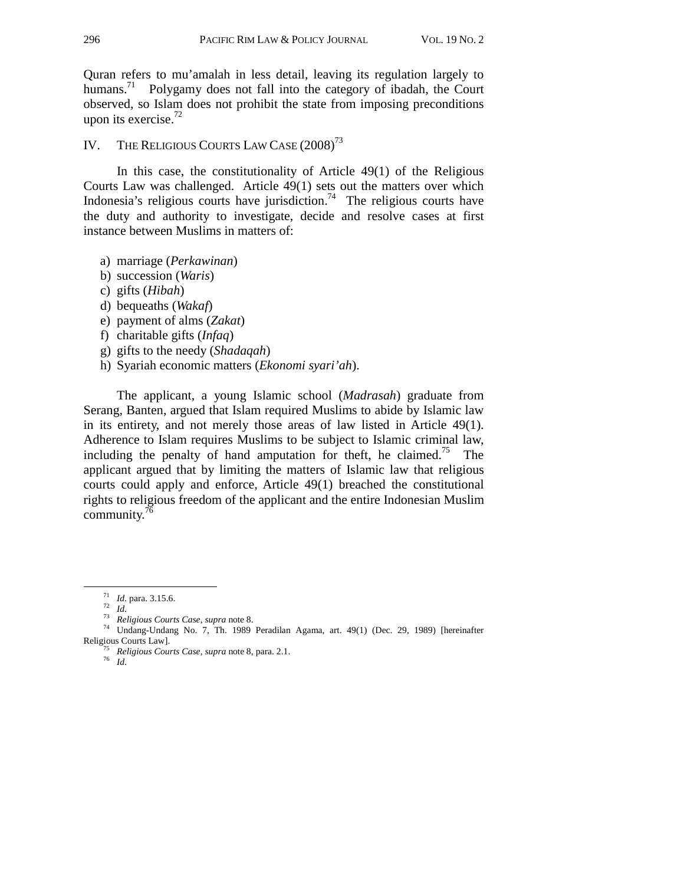Quran refers to mu'amalah in less detail, leaving its regulation largely to humans.[71] Polygamy does not fall into the category of ibadah, the Court observed, so Islam does not prohibit the state from imposing preconditions upon its exercise.[72]

## IV. THE RELIGIOUS COURTS LAW CASE (2008)[73]

In this case, the constitutionality of Article 49(1) of the Religious Courts Law was challenged. Article 49(1) sets out the matters over which Indonesia's religious courts have jurisdiction.[74] The religious courts have the duty and authority to investigate, decide and resolve cases at first instance between Muslims in matters of:

a) marriage (*Perkawinan*)
b) succession (*Waris*)
c) gifts (*Hibah*)
d) bequeaths (*Wakaf*)
e) payment of alms (*Zakat*)
f) charitable gifts (*Infaq*)
g) gifts to the needy (*Shadaqah*)
h) Syariah economic matters (*Ekonomi syari'ah*).

The applicant, a young Islamic school (*Madrasah*) graduate from Serang, Banten, argued that Islam required Muslims to abide by Islamic law in its entirety, and not merely those areas of law listed in Article 49(1). Adherence to Islam requires Muslims to be subject to Islamic criminal law, including the penalty of hand amputation for theft, he claimed.[75] The applicant argued that by limiting the matters of Islamic law that religious courts could apply and enforce, Article 49(1) breached the constitutional rights to religious freedom of the applicant and the entire Indonesian Muslim community.[76]

---

[71] *Id.* para. 3.15.6.
[72] *Id.*
[73] *Religious Courts Case*, *supra* note 8.
[74] Undang-Undang No. 7, Th. 1989 Peradilan Agama, art. 49(1) (Dec. 29, 1989) [hereinafter Religious Courts Law].
[75] *Religious Courts Case*, *supra* note 8, para. 2.1.
[76] *Id.*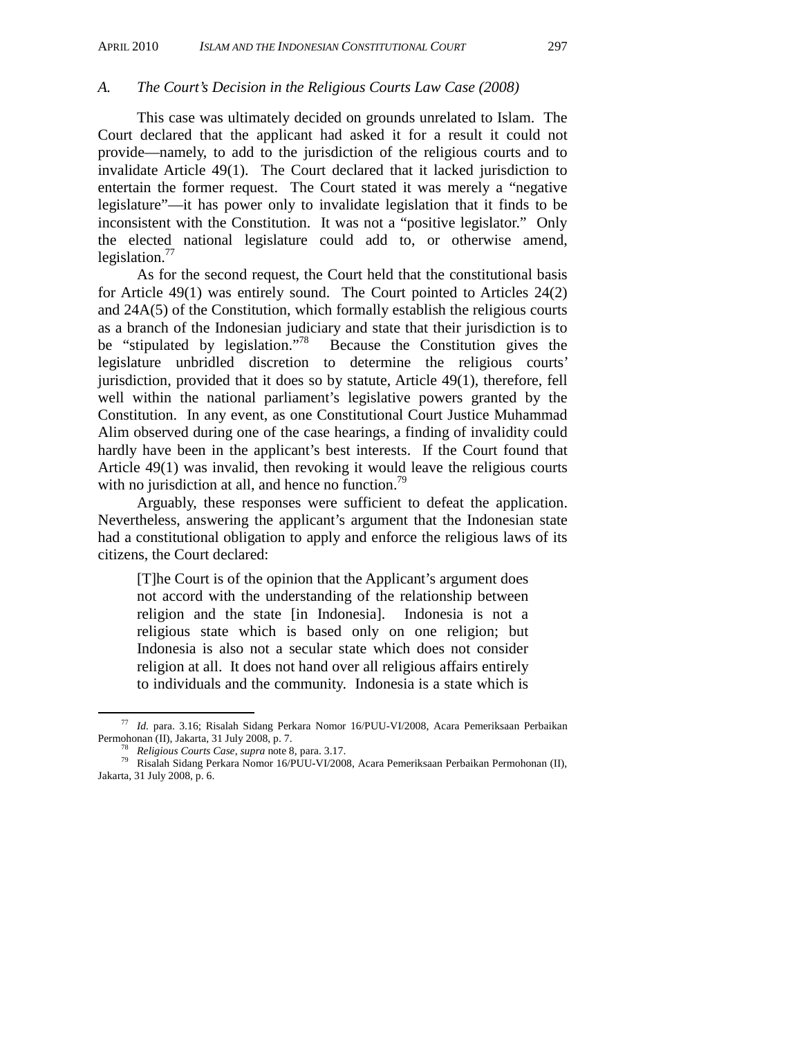### *A. The Court's Decision in the Religious Courts Law Case (2008)*

This case was ultimately decided on grounds unrelated to Islam. The Court declared that the applicant had asked it for a result it could not provide—namely, to add to the jurisdiction of the religious courts and to invalidate Article 49(1). The Court declared that it lacked jurisdiction to entertain the former request. The Court stated it was merely a "negative legislature"—it has power only to invalidate legislation that it finds to be inconsistent with the Constitution. It was not a "positive legislator." Only the elected national legislature could add to, or otherwise amend, legislation.[77]

As for the second request, the Court held that the constitutional basis for Article 49(1) was entirely sound. The Court pointed to Articles 24(2) and 24A(5) of the Constitution, which formally establish the religious courts as a branch of the Indonesian judiciary and state that their jurisdiction is to be "stipulated by legislation."[78] Because the Constitution gives the legislature unbridled discretion to determine the religious courts' jurisdiction, provided that it does so by statute, Article 49(1), therefore, fell well within the national parliament's legislative powers granted by the Constitution. In any event, as one Constitutional Court Justice Muhammad Alim observed during one of the case hearings, a finding of invalidity could hardly have been in the applicant's best interests. If the Court found that Article 49(1) was invalid, then revoking it would leave the religious courts with no jurisdiction at all, and hence no function.[79]

Arguably, these responses were sufficient to defeat the application. Nevertheless, answering the applicant's argument that the Indonesian state had a constitutional obligation to apply and enforce the religious laws of its citizens, the Court declared:

> [T]he Court is of the opinion that the Applicant's argument does not accord with the understanding of the relationship between religion and the state [in Indonesia]. Indonesia is not a religious state which is based only on one religion; but Indonesia is also not a secular state which does not consider religion at all. It does not hand over all religious affairs entirely to individuals and the community. Indonesia is a state which is

---

[77] *Id.* para. 3.16; Risalah Sidang Perkara Nomor 16/PUU-VI/2008, Acara Pemeriksaan Perbaikan Permohonan (II), Jakarta, 31 July 2008, p. 7.

[78] *Religious Courts Case*, *supra* note 8, para. 3.17.

[79] Risalah Sidang Perkara Nomor 16/PUU-VI/2008, Acara Pemeriksaan Perbaikan Permohonan (II), Jakarta, 31 July 2008, p. 6.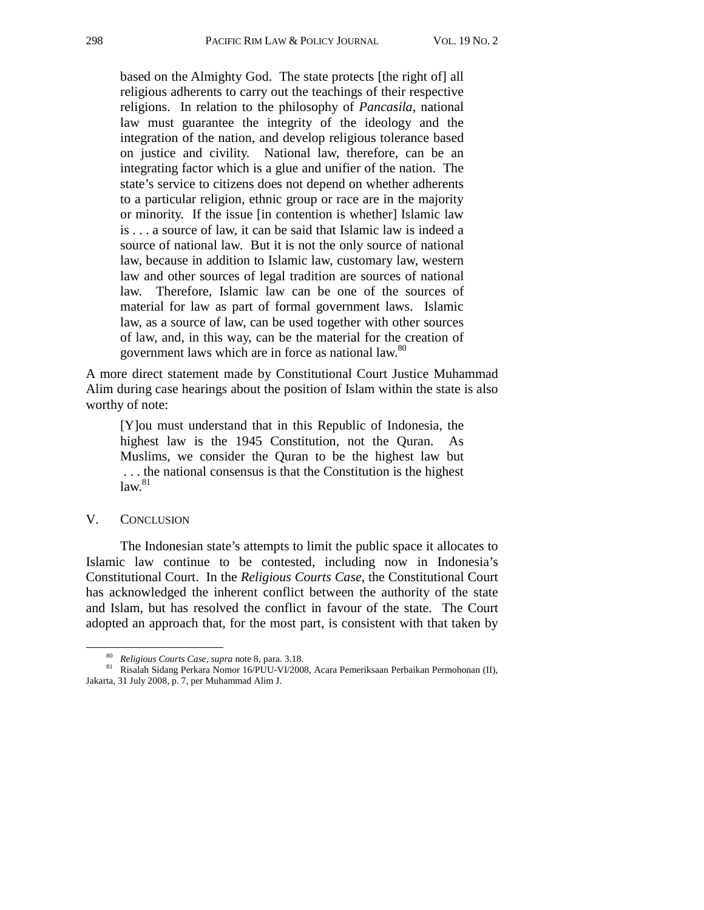> based on the Almighty God. The state protects [the right of] all religious adherents to carry out the teachings of their respective religions. In relation to the philosophy of *Pancasila*, national law must guarantee the integrity of the ideology and the integration of the nation, and develop religious tolerance based on justice and civility. National law, therefore, can be an integrating factor which is a glue and unifier of the nation. The state's service to citizens does not depend on whether adherents to a particular religion, ethnic group or race are in the majority or minority. If the issue [in contention is whether] Islamic law is . . . a source of law, it can be said that Islamic law is indeed a source of national law. But it is not the only source of national law, because in addition to Islamic law, customary law, western law and other sources of legal tradition are sources of national law. Therefore, Islamic law can be one of the sources of material for law as part of formal government laws. Islamic law, as a source of law, can be used together with other sources of law, and, in this way, can be the material for the creation of government laws which are in force as national law.[80]

A more direct statement made by Constitutional Court Justice Muhammad Alim during case hearings about the position of Islam within the state is also worthy of note:

> [Y]ou must understand that in this Republic of Indonesia, the highest law is the 1945 Constitution, not the Quran. As Muslims, we consider the Quran to be the highest law but . . . the national consensus is that the Constitution is the highest law.[81]

## V. CONCLUSION

The Indonesian state's attempts to limit the public space it allocates to Islamic law continue to be contested, including now in Indonesia's Constitutional Court. In the *Religious Courts Case*, the Constitutional Court has acknowledged the inherent conflict between the authority of the state and Islam, but has resolved the conflict in favour of the state. The Court adopted an approach that, for the most part, is consistent with that taken by

---

[80] *Religious Courts Case*, *supra* note 8, para. 3.18.

[81] Risalah Sidang Perkara Nomor 16/PUU-VI/2008, Acara Pemeriksaan Perbaikan Permohonan (II), Jakarta, 31 July 2008, p. 7, per Muhammad Alim J.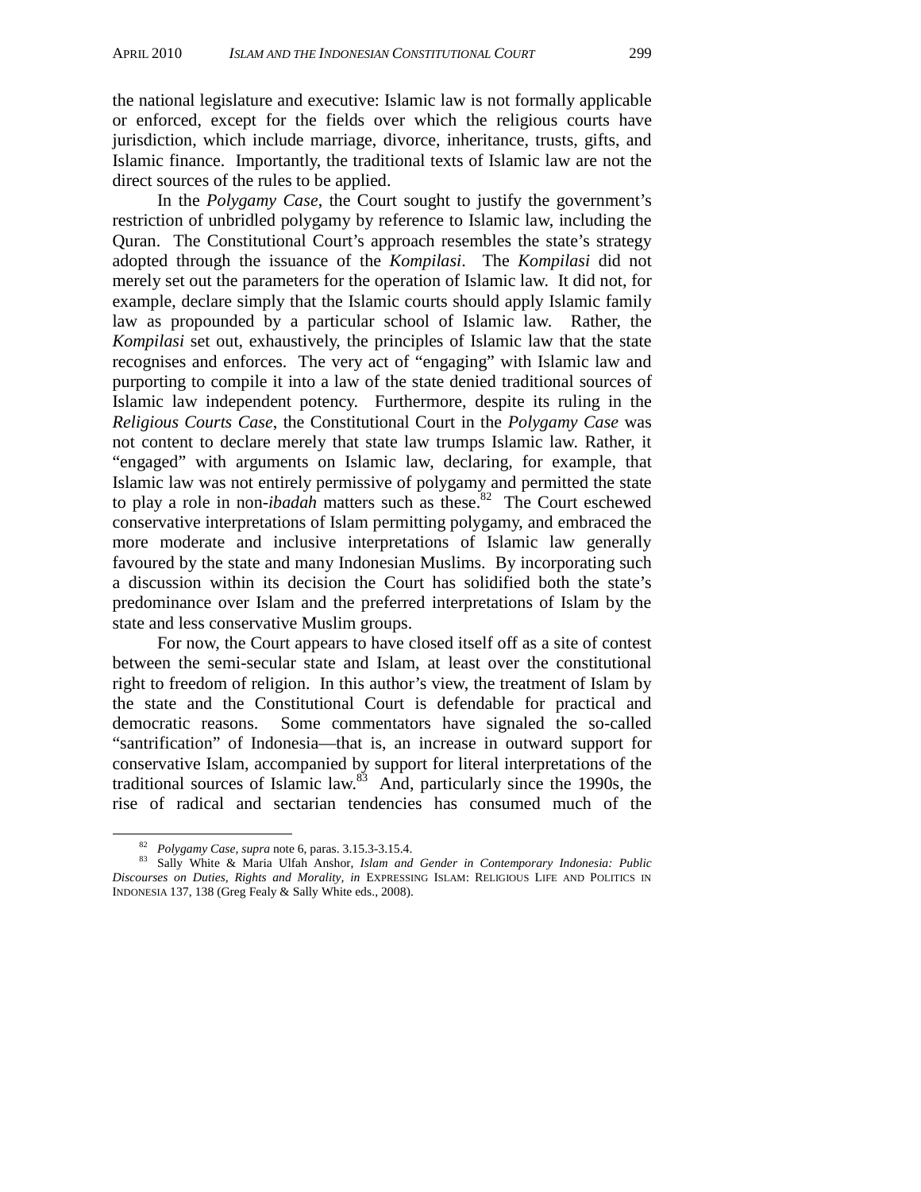the national legislature and executive: Islamic law is not formally applicable or enforced, except for the fields over which the religious courts have jurisdiction, which include marriage, divorce, inheritance, trusts, gifts, and Islamic finance. Importantly, the traditional texts of Islamic law are not the direct sources of the rules to be applied.

In the *Polygamy Case*, the Court sought to justify the government's restriction of unbridled polygamy by reference to Islamic law, including the Quran. The Constitutional Court's approach resembles the state's strategy adopted through the issuance of the *Kompilasi*. The *Kompilasi* did not merely set out the parameters for the operation of Islamic law. It did not, for example, declare simply that the Islamic courts should apply Islamic family law as propounded by a particular school of Islamic law. Rather, the *Kompilasi* set out, exhaustively, the principles of Islamic law that the state recognises and enforces. The very act of "engaging" with Islamic law and purporting to compile it into a law of the state denied traditional sources of Islamic law independent potency. Furthermore, despite its ruling in the *Religious Courts Case*, the Constitutional Court in the *Polygamy Case* was not content to declare merely that state law trumps Islamic law. Rather, it "engaged" with arguments on Islamic law, declaring, for example, that Islamic law was not entirely permissive of polygamy and permitted the state to play a role in non-*ibadah* matters such as these.[82] The Court eschewed conservative interpretations of Islam permitting polygamy, and embraced the more moderate and inclusive interpretations of Islamic law generally favoured by the state and many Indonesian Muslims. By incorporating such a discussion within its decision the Court has solidified both the state's predominance over Islam and the preferred interpretations of Islam by the state and less conservative Muslim groups.

For now, the Court appears to have closed itself off as a site of contest between the semi-secular state and Islam, at least over the constitutional right to freedom of religion. In this author's view, the treatment of Islam by the state and the Constitutional Court is defendable for practical and democratic reasons. Some commentators have signaled the so-called "santrification" of Indonesia—that is, an increase in outward support for conservative Islam, accompanied by support for literal interpretations of the traditional sources of Islamic law.[83] And, particularly since the 1990s, the rise of radical and sectarian tendencies has consumed much of the

---

[82] *Polygamy Case*, *supra* note 6, paras. 3.15.3-3.15.4.

[83] Sally White & Maria Ulfah Anshor, *Islam and Gender in Contemporary Indonesia: Public Discourses on Duties, Rights and Morality*, *in* EXPRESSING ISLAM: RELIGIOUS LIFE AND POLITICS IN INDONESIA 137, 138 (Greg Fealy & Sally White eds., 2008).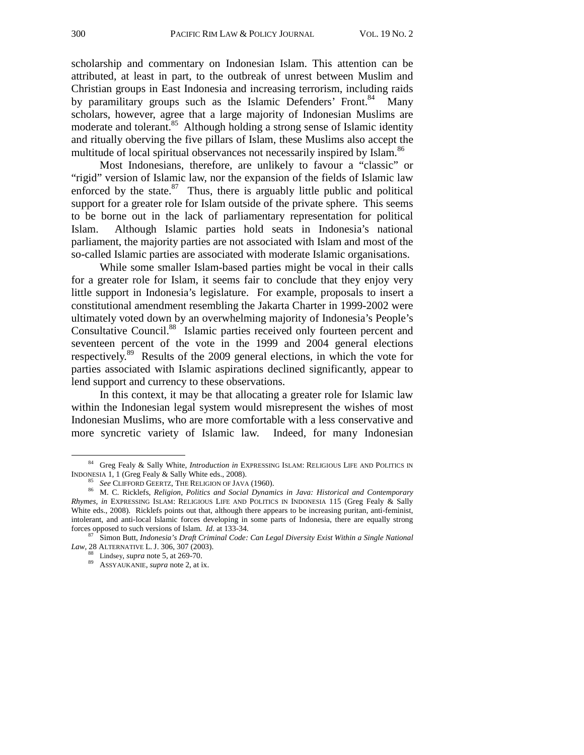scholarship and commentary on Indonesian Islam. This attention can be attributed, at least in part, to the outbreak of unrest between Muslim and Christian groups in East Indonesia and increasing terrorism, including raids by paramilitary groups such as the Islamic Defenders' Front.[84] Many scholars, however, agree that a large majority of Indonesian Muslims are moderate and tolerant.[85] Although holding a strong sense of Islamic identity and ritually oberving the five pillars of Islam, these Muslims also accept the multitude of local spiritual observances not necessarily inspired by Islam.[86]

Most Indonesians, therefore, are unlikely to favour a "classic" or "rigid" version of Islamic law, nor the expansion of the fields of Islamic law enforced by the state.[87] Thus, there is arguably little public and political support for a greater role for Islam outside of the private sphere. This seems to be borne out in the lack of parliamentary representation for political Islam. Although Islamic parties hold seats in Indonesia's national parliament, the majority parties are not associated with Islam and most of the so-called Islamic parties are associated with moderate Islamic organisations.

While some smaller Islam-based parties might be vocal in their calls for a greater role for Islam, it seems fair to conclude that they enjoy very little support in Indonesia's legislature. For example, proposals to insert a constitutional amendment resembling the Jakarta Charter in 1999-2002 were ultimately voted down by an overwhelming majority of Indonesia's People's Consultative Council.[88] Islamic parties received only fourteen percent and seventeen percent of the vote in the 1999 and 2004 general elections respectively.[89] Results of the 2009 general elections, in which the vote for parties associated with Islamic aspirations declined significantly, appear to lend support and currency to these observations.

In this context, it may be that allocating a greater role for Islamic law within the Indonesian legal system would misrepresent the wishes of most Indonesian Muslims, who are more comfortable with a less conservative and more syncretic variety of Islamic law. Indeed, for many Indonesian

---

[84] Greg Fealy & Sally White, *Introduction in* EXPRESSING ISLAM: RELIGIOUS LIFE AND POLITICS IN INDONESIA 1, 1 (Greg Fealy & Sally White eds., 2008).

[85] *See* CLIFFORD GEERTZ, THE RELIGION OF JAVA (1960).

[86] M. C. Ricklefs, *Religion, Politics and Social Dynamics in Java: Historical and Contemporary Rhymes*, *in* EXPRESSING ISLAM: RELIGIOUS LIFE AND POLITICS IN INDONESIA 115 (Greg Fealy & Sally White eds., 2008). Ricklefs points out that, although there appears to be increasing puritan, anti-feminist, intolerant, and anti-local Islamic forces developing in some parts of Indonesia, there are equally strong forces opposed to such versions of Islam. *Id*. at 133-34.

[87] Simon Butt, *Indonesia's Draft Criminal Code: Can Legal Diversity Exist Within a Single National Law*, 28 ALTERNATIVE L. J. 306, 307 (2003).

[88] Lindsey, *supra* note 5, at 269-70.

[89] ASSYAUKANIE, *supra* note 2, at ix.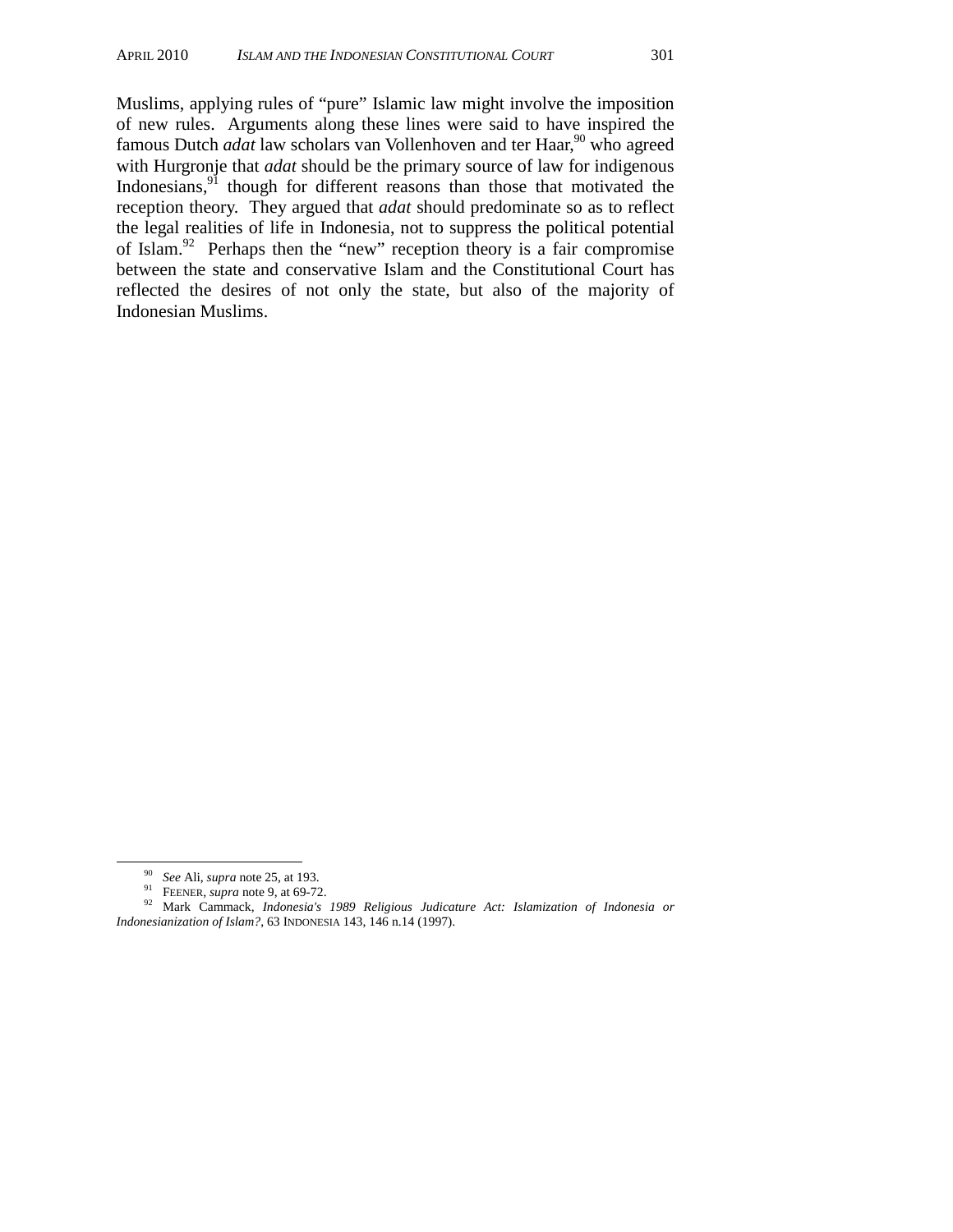Muslims, applying rules of "pure" Islamic law might involve the imposition of new rules. Arguments along these lines were said to have inspired the famous Dutch *adat* law scholars van Vollenhoven and ter Haar,[90] who agreed with Hurgronje that *adat* should be the primary source of law for indigenous Indonesians,[91] though for different reasons than those that motivated the reception theory. They argued that *adat* should predominate so as to reflect the legal realities of life in Indonesia, not to suppress the political potential of Islam.[92] Perhaps then the "new" reception theory is a fair compromise between the state and conservative Islam and the Constitutional Court has reflected the desires of not only the state, but also of the majority of Indonesian Muslims.

---

[90] *See* Ali, *supra* note 25, at 193.

[91] FEENER, *supra* note 9, at 69-72.

[92] Mark Cammack, *Indonesia's 1989 Religious Judicature Act: Islamization of Indonesia or Indonesianization of Islam?*, 63 INDONESIA 143, 146 n.14 (1997).